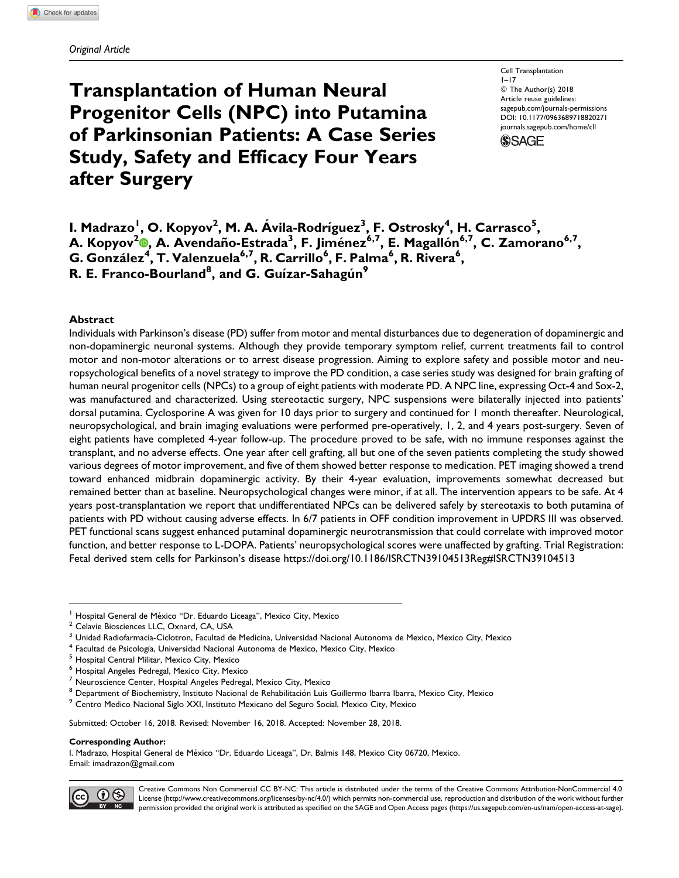*Original Article*

Cell Transplantation
1–17
© The Author(s) 2018
Article reuse guidelines:
sagepub.com/journals-permissions
DOI: 10.1177/0963689718820271
journals.sagepub.com/home/cll

# Transplantation of Human Neural Progenitor Cells (NPC) into Putamina of Parkinsonian Patients: A Case Series Study, Safety and Efficacy Four Years after Surgery

**I. Madrazo[1], O. Kopyov[2], M. A. Ávila-Rodríguez[3], F. Ostrosky[4], H. Carrasco[5], A. Kopyov[2], A. Avendaño-Estrada[3], F. Jiménez[6,7], E. Magallón[6,7], C. Zamorano[6,7], G. González[4], T. Valenzuela[6,7], R. Carrillo[6], F. Palma[6], R. Rivera[6], R. E. Franco-Bourland[8], and G. Guízar-Sahagún[9]**

## Abstract

Individuals with Parkinson's disease (PD) suffer from motor and mental disturbances due to degeneration of dopaminergic and non-dopaminergic neuronal systems. Although they provide temporary symptom relief, current treatments fail to control motor and non-motor alterations or to arrest disease progression. Aiming to explore safety and possible motor and neuropsychological benefits of a novel strategy to improve the PD condition, a case series study was designed for brain grafting of human neural progenitor cells (NPCs) to a group of eight patients with moderate PD. A NPC line, expressing Oct-4 and Sox-2, was manufactured and characterized. Using stereotactic surgery, NPC suspensions were bilaterally injected into patients' dorsal putamina. Cyclosporine A was given for 10 days prior to surgery and continued for 1 month thereafter. Neurological, neuropsychological, and brain imaging evaluations were performed pre-operatively, 1, 2, and 4 years post-surgery. Seven of eight patients have completed 4-year follow-up. The procedure proved to be safe, with no immune responses against the transplant, and no adverse effects. One year after cell grafting, all but one of the seven patients completing the study showed various degrees of motor improvement, and five of them showed better response to medication. PET imaging showed a trend toward enhanced midbrain dopaminergic activity. By their 4-year evaluation, improvements somewhat decreased but remained better than at baseline. Neuropsychological changes were minor, if at all. The intervention appears to be safe. At 4 years post-transplantation we report that undifferentiated NPCs can be delivered safely by stereotaxis to both putamina of patients with PD without causing adverse effects. In 6/7 patients in OFF condition improvement in UPDRS III was observed. PET functional scans suggest enhanced putaminal dopaminergic neurotransmission that could correlate with improved motor function, and better response to L-DOPA. Patients' neuropsychological scores were unaffected by grafting. Trial Registration: Fetal derived stem cells for Parkinson's disease https://doi.org/10.1186/ISRCTN39104513Reg#ISRCTN39104513

[1] Hospital General de México "Dr. Eduardo Liceaga", Mexico City, Mexico
[2] Celavie Biosciences LLC, Oxnard, CA, USA
[3] Unidad Radiofarmacia-Ciclotron, Facultad de Medicina, Universidad Nacional Autonoma de Mexico, Mexico City, Mexico
[4] Facultad de Psicología, Universidad Nacional Autonoma de Mexico, Mexico City, Mexico
[5] Hospital Central Militar, Mexico City, Mexico
[6] Hospital Angeles Pedregal, Mexico City, Mexico
[7] Neuroscience Center, Hospital Angeles Pedregal, Mexico City, Mexico
[8] Department of Biochemistry, Instituto Nacional de Rehabilitación Luis Guillermo Ibarra Ibarra, Mexico City, Mexico
[9] Centro Medico Nacional Siglo XXI, Instituto Mexicano del Seguro Social, Mexico City, Mexico

Submitted: October 16, 2018. Revised: November 16, 2018. Accepted: November 28, 2018.

**Corresponding Author:**
I. Madrazo, Hospital General de México "Dr. Eduardo Liceaga", Dr. Balmis 148, Mexico City 06720, Mexico.
Email: imadrazon@gmail.com

Creative Commons Non Commercial CC BY-NC: This article is distributed under the terms of the Creative Commons Attribution-NonCommercial 4.0 License (http://www.creativecommons.org/licenses/by-nc/4.0/) which permits non-commercial use, reproduction and distribution of the work without further permission provided the original work is attributed as specified on the SAGE and Open Access pages (https://us.sagepub.com/en-us/nam/open-access-at-sage).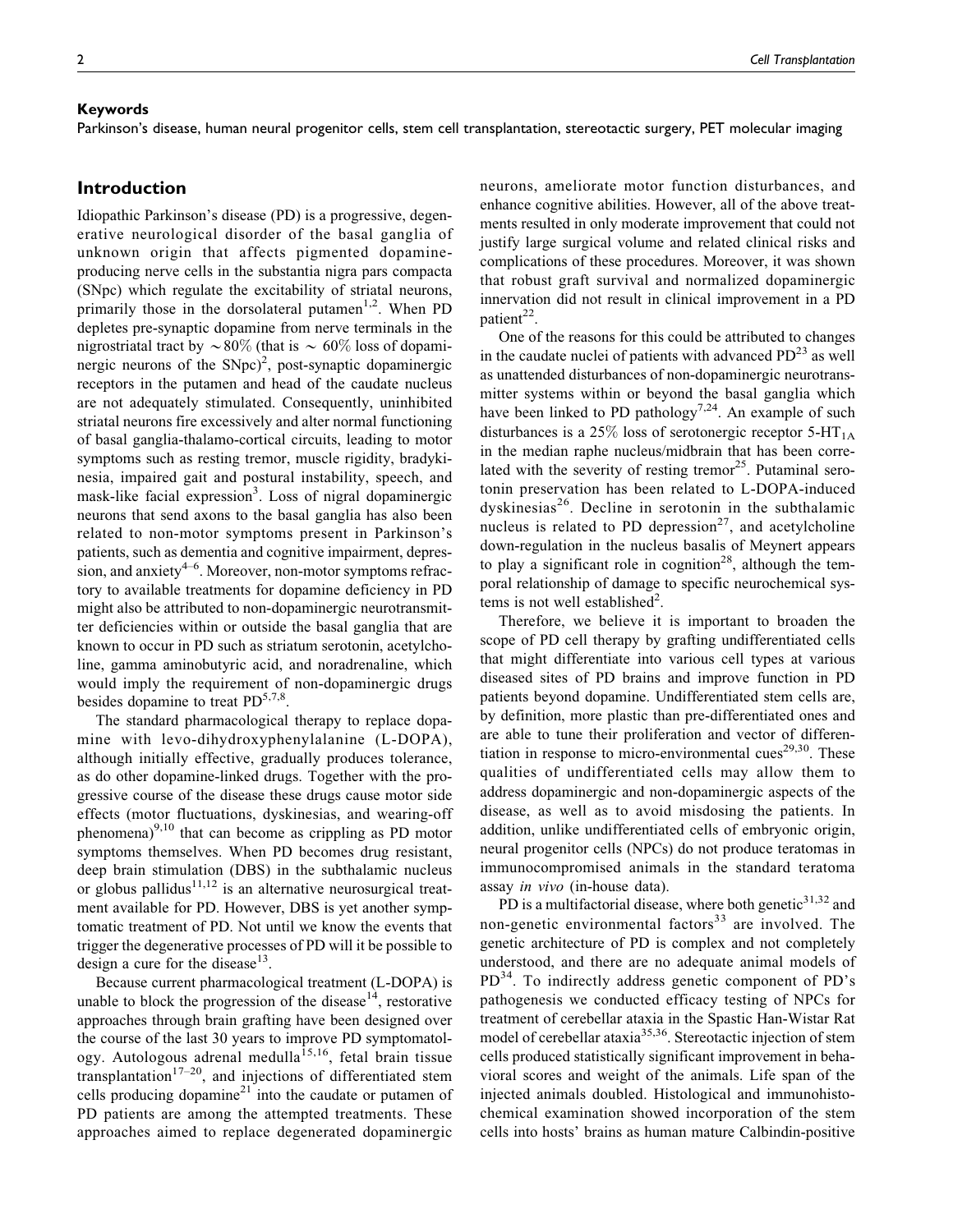**Keywords**

Parkinson's disease, human neural progenitor cells, stem cell transplantation, stereotactic surgery, PET molecular imaging

## Introduction

Idiopathic Parkinson's disease (PD) is a progressive, degenerative neurological disorder of the basal ganglia of unknown origin that affects pigmented dopamine-producing nerve cells in the substantia nigra pars compacta (SNpc) which regulate the excitability of striatal neurons, primarily those in the dorsolateral putamen[1,2]. When PD depletes pre-synaptic dopamine from nerve terminals in the nigrostriatal tract by $\sim 80\%$ (that is $\sim 60\%$ loss of dopaminergic neurons of the SNpc)[2], post-synaptic dopaminergic receptors in the putamen and head of the caudate nucleus are not adequately stimulated. Consequently, uninhibited striatal neurons fire excessively and alter normal functioning of basal ganglia-thalamo-cortical circuits, leading to motor symptoms such as resting tremor, muscle rigidity, bradykinesia, impaired gait and postural instability, speech, and mask-like facial expression[3]. Loss of nigral dopaminergic neurons that send axons to the basal ganglia has also been related to non-motor symptoms present in Parkinson's patients, such as dementia and cognitive impairment, depression, and anxiety[4–6]. Moreover, non-motor symptoms refractory to available treatments for dopamine deficiency in PD might also be attributed to non-dopaminergic neurotransmitter deficiencies within or outside the basal ganglia that are known to occur in PD such as striatum serotonin, acetylcholine, gamma aminobutyric acid, and noradrenaline, which would imply the requirement of non-dopaminergic drugs besides dopamine to treat PD[5,7,8].

The standard pharmacological therapy to replace dopamine with levo-dihydroxyphenylalanine (L-DOPA), although initially effective, gradually produces tolerance, as do other dopamine-linked drugs. Together with the progressive course of the disease these drugs cause motor side effects (motor fluctuations, dyskinesias, and wearing-off phenomena)[9,10] that can become as crippling as PD motor symptoms themselves. When PD becomes drug resistant, deep brain stimulation (DBS) in the subthalamic nucleus or globus pallidus[11,12] is an alternative neurosurgical treatment available for PD. However, DBS is yet another symptomatic treatment of PD. Not until we know the events that trigger the degenerative processes of PD will it be possible to design a cure for the disease[13].

Because current pharmacological treatment (L-DOPA) is unable to block the progression of the disease[14], restorative approaches through brain grafting have been designed over the course of the last 30 years to improve PD symptomatology. Autologous adrenal medulla[15,16], fetal brain tissue transplantation[17–20], and injections of differentiated stem cells producing dopamine[21] into the caudate or putamen of PD patients are among the attempted treatments. These approaches aimed to replace degenerated dopaminergic neurons, ameliorate motor function disturbances, and enhance cognitive abilities. However, all of the above treatments resulted in only moderate improvement that could not justify large surgical volume and related clinical risks and complications of these procedures. Moreover, it was shown that robust graft survival and normalized dopaminergic innervation did not result in clinical improvement in a PD patient[22].

One of the reasons for this could be attributed to changes in the caudate nuclei of patients with advanced PD[23] as well as unattended disturbances of non-dopaminergic neurotransmitter systems within or beyond the basal ganglia which have been linked to PD pathology[7,24]. An example of such disturbances is a 25% loss of serotonergic receptor 5-$HT_{1A}$ in the median raphe nucleus/midbrain that has been correlated with the severity of resting tremor[25]. Putaminal serotonin preservation has been related to L-DOPA-induced dyskinesias[26]. Decline in serotonin in the subthalamic nucleus is related to PD depression[27], and acetylcholine down-regulation in the nucleus basalis of Meynert appears to play a significant role in cognition[28], although the temporal relationship of damage to specific neurochemical systems is not well established[2].

Therefore, we believe it is important to broaden the scope of PD cell therapy by grafting undifferentiated cells that might differentiate into various cell types at various diseased sites of PD brains and improve function in PD patients beyond dopamine. Undifferentiated stem cells are, by definition, more plastic than pre-differentiated ones and are able to tune their proliferation and vector of differentiation in response to micro-environmental cues[29,30]. These qualities of undifferentiated cells may allow them to address dopaminergic and non-dopaminergic aspects of the disease, as well as to avoid misdosing the patients. In addition, unlike undifferentiated cells of embryonic origin, neural progenitor cells (NPCs) do not produce teratomas in immunocompromised animals in the standard teratoma assay *in vivo* (in-house data).

PD is a multifactorial disease, where both genetic[31,32] and non-genetic environmental factors[33] are involved. The genetic architecture of PD is complex and not completely understood, and there are no adequate animal models of PD[34]. To indirectly address genetic component of PD's pathogenesis we conducted efficacy testing of NPCs for treatment of cerebellar ataxia in the Spastic Han-Wistar Rat model of cerebellar ataxia[35,36]. Stereotactic injection of stem cells produced statistically significant improvement in behavioral scores and weight of the animals. Life span of the injected animals doubled. Histological and immunohistochemical examination showed incorporation of the stem cells into hosts' brains as human mature Calbindin-positive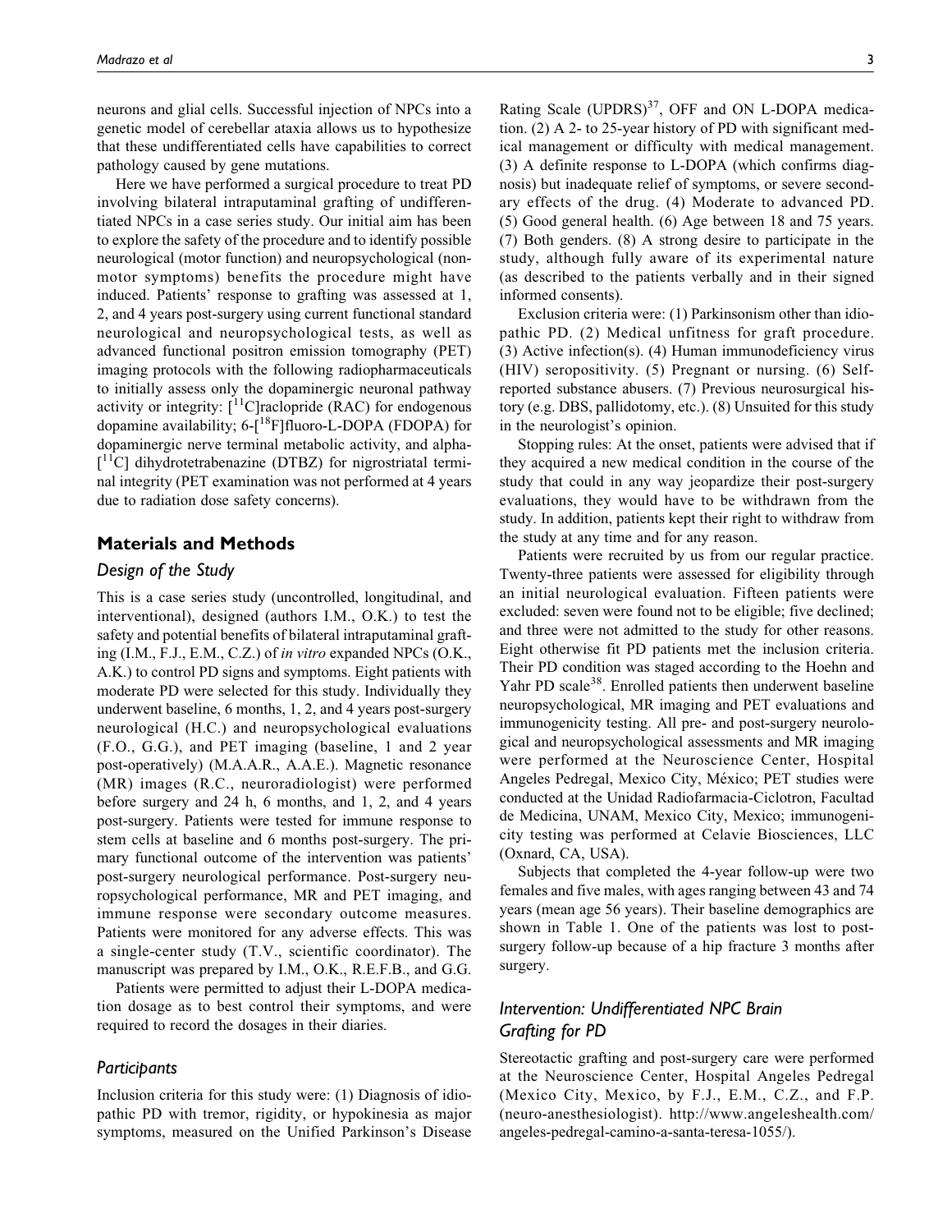neurons and glial cells. Successful injection of NPCs into a genetic model of cerebellar ataxia allows us to hypothesize that these undifferentiated cells have capabilities to correct pathology caused by gene mutations.

Here we have performed a surgical procedure to treat PD involving bilateral intraputaminal grafting of undifferentiated NPCs in a case series study. Our initial aim has been to explore the safety of the procedure and to identify possible neurological (motor function) and neuropsychological (non-motor symptoms) benefits the procedure might have induced. Patients' response to grafting was assessed at 1, 2, and 4 years post-surgery using current functional standard neurological and neuropsychological tests, as well as advanced functional positron emission tomography (PET) imaging protocols with the following radiopharmaceuticals to initially assess only the dopaminergic neuronal pathway activity or integrity: $[^{11}C]$raclopride (RAC) for endogenous dopamine availability; 6-$[^{18}F]$fluoro-L-DOPA (FDOPA) for dopaminergic nerve terminal metabolic activity, and alpha-$[^{11}C]$ dihydrotetrabenazine (DTBZ) for nigrostriatal terminal integrity (PET examination was not performed at 4 years due to radiation dose safety concerns).

## Materials and Methods

### Design of the Study

This is a case series study (uncontrolled, longitudinal, and interventional), designed (authors I.M., O.K.) to test the safety and potential benefits of bilateral intraputaminal grafting (I.M., F.J., E.M., C.Z.) of *in vitro* expanded NPCs (O.K., A.K.) to control PD signs and symptoms. Eight patients with moderate PD were selected for this study. Individually they underwent baseline, 6 months, 1, 2, and 4 years post-surgery neurological (H.C.) and neuropsychological evaluations (F.O., G.G.), and PET imaging (baseline, 1 and 2 year post-operatively) (M.A.A.R., A.A.E.). Magnetic resonance (MR) images (R.C., neuroradiologist) were performed before surgery and 24 h, 6 months, and 1, 2, and 4 years post-surgery. Patients were tested for immune response to stem cells at baseline and 6 months post-surgery. The primary functional outcome of the intervention was patients' post-surgery neurological performance. Post-surgery neuropsychological performance, MR and PET imaging, and immune response were secondary outcome measures. Patients were monitored for any adverse effects. This was a single-center study (T.V., scientific coordinator). The manuscript was prepared by I.M., O.K., R.E.F.B., and G.G.

Patients were permitted to adjust their L-DOPA medication dosage as to best control their symptoms, and were required to record the dosages in their diaries.

### Participants

Inclusion criteria for this study were: (1) Diagnosis of idiopathic PD with tremor, rigidity, or hypokinesia as major symptoms, measured on the Unified Parkinson's Disease Rating Scale (UPDRS)[37], OFF and ON L-DOPA medication. (2) A 2- to 25-year history of PD with significant medical management or difficulty with medical management. (3) A definite response to L-DOPA (which confirms diagnosis) but inadequate relief of symptoms, or severe secondary effects of the drug. (4) Moderate to advanced PD. (5) Good general health. (6) Age between 18 and 75 years. (7) Both genders. (8) A strong desire to participate in the study, although fully aware of its experimental nature (as described to the patients verbally and in their signed informed consents).

Exclusion criteria were: (1) Parkinsonism other than idiopathic PD. (2) Medical unfitness for graft procedure. (3) Active infection(s). (4) Human immunodeficiency virus (HIV) seropositivity. (5) Pregnant or nursing. (6) Self-reported substance abusers. (7) Previous neurosurgical history (e.g. DBS, pallidotomy, etc.). (8) Unsuited for this study in the neurologist's opinion.

Stopping rules: At the onset, patients were advised that if they acquired a new medical condition in the course of the study that could in any way jeopardize their post-surgery evaluations, they would have to be withdrawn from the study. In addition, patients kept their right to withdraw from the study at any time and for any reason.

Patients were recruited by us from our regular practice. Twenty-three patients were assessed for eligibility through an initial neurological evaluation. Fifteen patients were excluded: seven were found not to be eligible; five declined; and three were not admitted to the study for other reasons. Eight otherwise fit PD patients met the inclusion criteria. Their PD condition was staged according to the Hoehn and Yahr PD scale[38]. Enrolled patients then underwent baseline neuropsychological, MR imaging and PET evaluations and immunogenicity testing. All pre- and post-surgery neurological and neuropsychological assessments and MR imaging were performed at the Neuroscience Center, Hospital Angeles Pedregal, Mexico City, México; PET studies were conducted at the Unidad Radiofarmacia-Ciclotron, Facultad de Medicina, UNAM, Mexico City, Mexico; immunogenicity testing was performed at Celavie Biosciences, LLC (Oxnard, CA, USA).

Subjects that completed the 4-year follow-up were two females and five males, with ages ranging between 43 and 74 years (mean age 56 years). Their baseline demographics are shown in Table 1. One of the patients was lost to post-surgery follow-up because of a hip fracture 3 months after surgery.

### Intervention: Undifferentiated NPC Brain Grafting for PD

Stereotactic grafting and post-surgery care were performed at the Neuroscience Center, Hospital Angeles Pedregal (Mexico City, Mexico, by F.J., E.M., C.Z., and F.P. (neuro-anesthesiologist). http://www.angeleshealth.com/angeles-pedregal-camino-a-santa-teresa-1055/).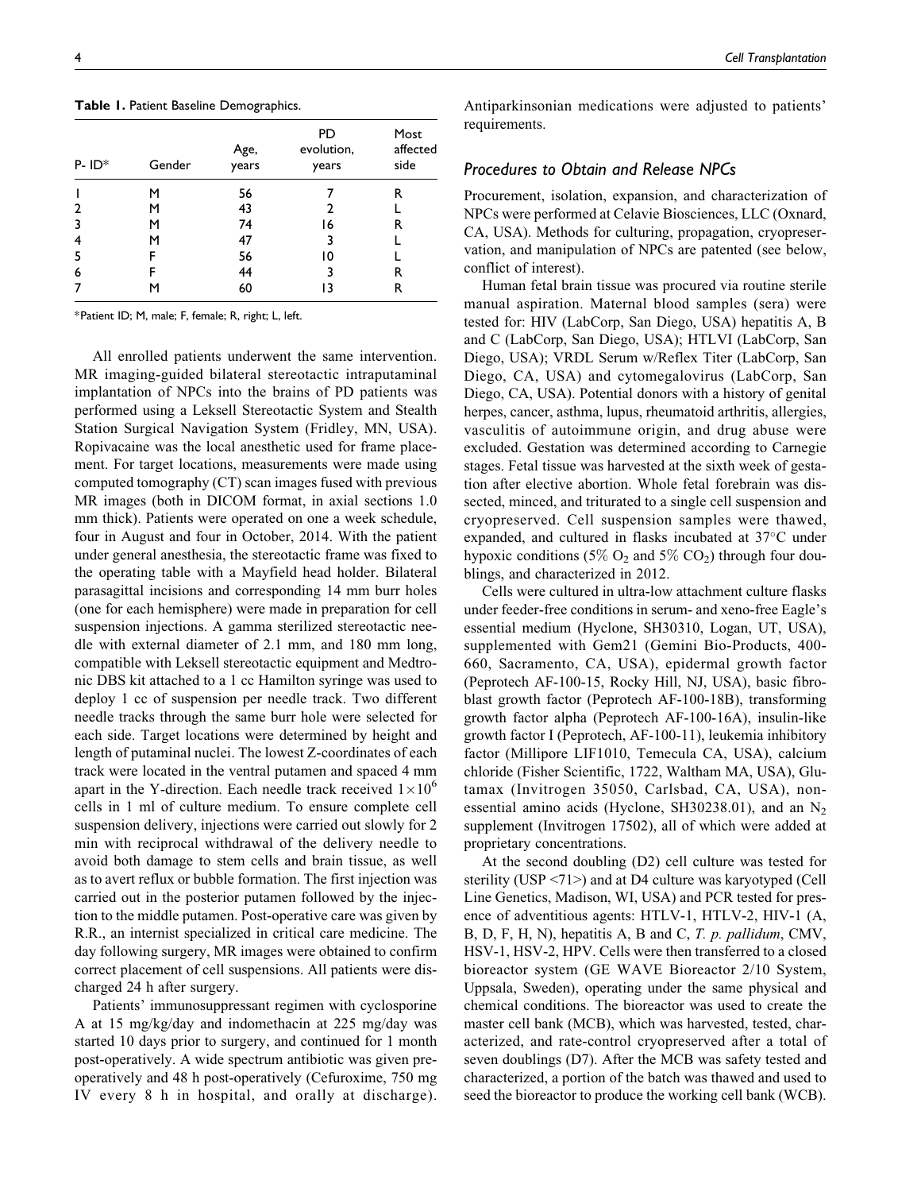**Table 1.** Patient Baseline Demographics.

| P- ID* | Gender | Age, years | PD evolution, years | Most affected side |
|---|---|---|---|---|
| 1 | M | 56 | 7 | R |
| 2 | M | 43 | 2 | L |
| 3 | M | 74 | 16 | R |
| 4 | M | 47 | 3 | L |
| 5 | F | 56 | 10 | L |
| 6 | F | 44 | 3 | R |
| 7 | M | 60 | 13 | R |

*Patient ID; M, male; F, female; R, right; L, left.

All enrolled patients underwent the same intervention. MR imaging-guided bilateral stereotactic intraputaminal implantation of NPCs into the brains of PD patients was performed using a Leksell Stereotactic System and Stealth Station Surgical Navigation System (Fridley, MN, USA). Ropivacaine was the local anesthetic used for frame placement. For target locations, measurements were made using computed tomography (CT) scan images fused with previous MR images (both in DICOM format, in axial sections 1.0 mm thick). Patients were operated on one a week schedule, four in August and four in October, 2014. With the patient under general anesthesia, the stereotactic frame was fixed to the operating table with a Mayfield head holder. Bilateral parasagittal incisions and corresponding 14 mm burr holes (one for each hemisphere) were made in preparation for cell suspension injections. A gamma sterilized stereotactic needle with external diameter of 2.1 mm, and 180 mm long, compatible with Leksell stereotactic equipment and Medtronic DBS kit attached to a 1 cc Hamilton syringe was used to deploy 1 cc of suspension per needle track. Two different needle tracks through the same burr hole were selected for each side. Target locations were determined by height and length of putaminal nuclei. The lowest Z-coordinates of each track were located in the ventral putamen and spaced 4 mm apart in the Y-direction. Each needle track received $1 \times 10^6$ cells in 1 ml of culture medium. To ensure complete cell suspension delivery, injections were carried out slowly for 2 min with reciprocal withdrawal of the delivery needle to avoid both damage to stem cells and brain tissue, as well as to avert reflux or bubble formation. The first injection was carried out in the posterior putamen followed by the injection to the middle putamen. Post-operative care was given by R.R., an internist specialized in critical care medicine. The day following surgery, MR images were obtained to confirm correct placement of cell suspensions. All patients were discharged 24 h after surgery.

Patients' immunosuppressant regimen with cyclosporine A at 15 mg/kg/day and indomethacin at 225 mg/day was started 10 days prior to surgery, and continued for 1 month post-operatively. A wide spectrum antibiotic was given preoperatively and 48 h post-operatively (Cefuroxime, 750 mg IV every 8 h in hospital, and orally at discharge). Antiparkinsonian medications were adjusted to patients' requirements.

### *Procedures to Obtain and Release NPCs*

Procurement, isolation, expansion, and characterization of NPCs were performed at Celavie Biosciences, LLC (Oxnard, CA, USA). Methods for culturing, propagation, cryopreservation, and manipulation of NPCs are patented (see below, conflict of interest).

Human fetal brain tissue was procured via routine sterile manual aspiration. Maternal blood samples (sera) were tested for: HIV (LabCorp, San Diego, USA) hepatitis A, B and C (LabCorp, San Diego, USA); HTLVI (LabCorp, San Diego, USA); VRDL Serum w/Reflex Titer (LabCorp, San Diego, CA, USA) and cytomegalovirus (LabCorp, San Diego, CA, USA). Potential donors with a history of genital herpes, cancer, asthma, lupus, rheumatoid arthritis, allergies, vasculitis of autoimmune origin, and drug abuse were excluded. Gestation was determined according to Carnegie stages. Fetal tissue was harvested at the sixth week of gestation after elective abortion. Whole fetal forebrain was dissected, minced, and triturated to a single cell suspension and cryopreserved. Cell suspension samples were thawed, expanded, and cultured in flasks incubated at 37°C under hypoxic conditions (5% $O_2$ and 5% $CO_2$) through four doublings, and characterized in 2012.

Cells were cultured in ultra-low attachment culture flasks under feeder-free conditions in serum- and xeno-free Eagle's essential medium (Hyclone, SH30310, Logan, UT, USA), supplemented with Gem21 (Gemini Bio-Products, 400-660, Sacramento, CA, USA), epidermal growth factor (Peprotech AF-100-15, Rocky Hill, NJ, USA), basic fibroblast growth factor (Peprotech AF-100-18B), transforming growth factor alpha (Peprotech AF-100-16A), insulin-like growth factor I (Peprotech, AF-100-11), leukemia inhibitory factor (Millipore LIF1010, Temecula CA, USA), calcium chloride (Fisher Scientific, 1722, Waltham MA, USA), Glutamax (Invitrogen 35050, Carlsbad, CA, USA), non-essential amino acids (Hyclone, SH30238.01), and an $N_2$ supplement (Invitrogen 17502), all of which were added at proprietary concentrations.

At the second doubling (D2) cell culture was tested for sterility (USP <71>) and at D4 culture was karyotyped (Cell Line Genetics, Madison, WI, USA) and PCR tested for presence of adventitious agents: HTLV-1, HTLV-2, HIV-1 (A, B, D, F, H, N), hepatitis A, B and C, *T. p. pallidum*, CMV, HSV-1, HSV-2, HPV. Cells were then transferred to a closed bioreactor system (GE WAVE Bioreactor 2/10 System, Uppsala, Sweden), operating under the same physical and chemical conditions. The bioreactor was used to create the master cell bank (MCB), which was harvested, tested, characterized, and rate-control cryopreserved after a total of seven doublings (D7). After the MCB was safety tested and characterized, a portion of the batch was thawed and used to seed the bioreactor to produce the working cell bank (WCB).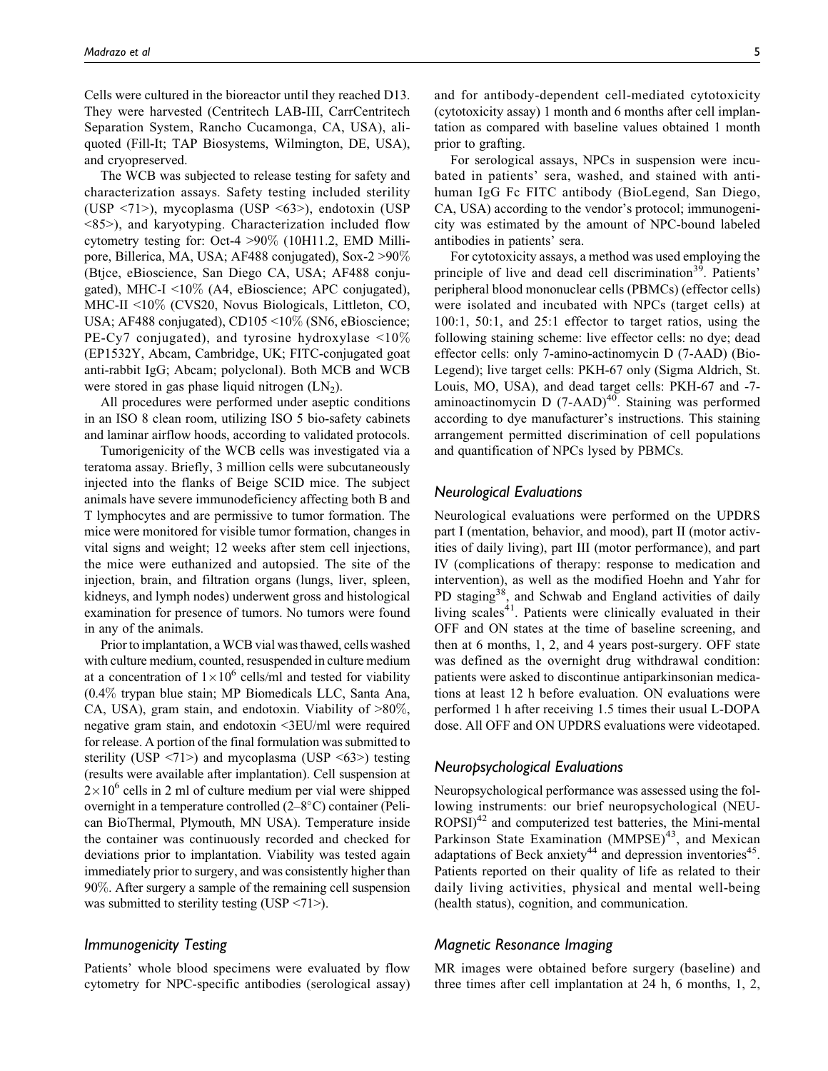Cells were cultured in the bioreactor until they reached D13. They were harvested (Centritech LAB-III, CarrCentritech Separation System, Rancho Cucamonga, CA, USA), aliquoted (Fill-It; TAP Biosystems, Wilmington, DE, USA), and cryopreserved.

The WCB was subjected to release testing for safety and characterization assays. Safety testing included sterility (USP <71>), mycoplasma (USP <63>), endotoxin (USP <85>), and karyotyping. Characterization included flow cytometry testing for: Oct-4 >90% (10H11.2, EMD Millipore, Billerica, MA, USA; AF488 conjugated), Sox-2 >90% (Btjce, eBioscience, San Diego CA, USA; AF488 conjugated), MHC-I <10% (A4, eBioscience; APC conjugated), MHC-II <10% (CVS20, Novus Biologicals, Littleton, CO, USA; AF488 conjugated), CD105 <10% (SN6, eBioscience; PE-Cy7 conjugated), and tyrosine hydroxylase <10% (EP1532Y, Abcam, Cambridge, UK; FITC-conjugated goat anti-rabbit IgG; Abcam; polyclonal). Both MCB and WCB were stored in gas phase liquid nitrogen ($LN_2$).

All procedures were performed under aseptic conditions in an ISO 8 clean room, utilizing ISO 5 bio-safety cabinets and laminar airflow hoods, according to validated protocols.

Tumorigenicity of the WCB cells was investigated via a teratoma assay. Briefly, 3 million cells were subcutaneously injected into the flanks of Beige SCID mice. The subject animals have severe immunodeficiency affecting both B and T lymphocytes and are permissive to tumor formation. The mice were monitored for visible tumor formation, changes in vital signs and weight; 12 weeks after stem cell injections, the mice were euthanized and autopsied. The site of the injection, brain, and filtration organs (lungs, liver, spleen, kidneys, and lymph nodes) underwent gross and histological examination for presence of tumors. No tumors were found in any of the animals.

Prior to implantation, a WCB vial was thawed, cells washed with culture medium, counted, resuspended in culture medium at a concentration of $1 \times 10^6$ cells/ml and tested for viability (0.4% trypan blue stain; MP Biomedicals LLC, Santa Ana, CA, USA), gram stain, and endotoxin. Viability of >80%, negative gram stain, and endotoxin <3EU/ml were required for release. A portion of the final formulation was submitted to sterility (USP <71>) and mycoplasma (USP <63>) testing (results were available after implantation). Cell suspension at $2 \times 10^6$ cells in 2 ml of culture medium per vial were shipped overnight in a temperature controlled (2–8°C) container (Pelican BioThermal, Plymouth, MN USA). Temperature inside the container was continuously recorded and checked for deviations prior to implantation. Viability was tested again immediately prior to surgery, and was consistently higher than 90%. After surgery a sample of the remaining cell suspension was submitted to sterility testing (USP <71>).

## *Immunogenicity Testing*

Patients' whole blood specimens were evaluated by flow cytometry for NPC-specific antibodies (serological assay) and for antibody-dependent cell-mediated cytotoxicity (cytotoxicity assay) 1 month and 6 months after cell implantation as compared with baseline values obtained 1 month prior to grafting.

For serological assays, NPCs in suspension were incubated in patients' sera, washed, and stained with anti-human IgG Fc FITC antibody (BioLegend, San Diego, CA, USA) according to the vendor's protocol; immunogenicity was estimated by the amount of NPC-bound labeled antibodies in patients' sera.

For cytotoxicity assays, a method was used employing the principle of live and dead cell discrimination[39]. Patients' peripheral blood mononuclear cells (PBMCs) (effector cells) were isolated and incubated with NPCs (target cells) at 100:1, 50:1, and 25:1 effector to target ratios, using the following staining scheme: live effector cells: no dye; dead effector cells: only 7-amino-actinomycin D (7-AAD) (BioLegend); live target cells: PKH-67 only (Sigma Aldrich, St. Louis, MO, USA), and dead target cells: PKH-67 and -7-aminoactinomycin D (7-AAD)[40]. Staining was performed according to dye manufacturer's instructions. This staining arrangement permitted discrimination of cell populations and quantification of NPCs lysed by PBMCs.

## *Neurological Evaluations*

Neurological evaluations were performed on the UPDRS part I (mentation, behavior, and mood), part II (motor activities of daily living), part III (motor performance), and part IV (complications of therapy: response to medication and intervention), as well as the modified Hoehn and Yahr for PD staging[38], and Schwab and England activities of daily living scales[41]. Patients were clinically evaluated in their OFF and ON states at the time of baseline screening, and then at 6 months, 1, 2, and 4 years post-surgery. OFF state was defined as the overnight drug withdrawal condition: patients were asked to discontinue antiparkinsonian medications at least 12 h before evaluation. ON evaluations were performed 1 h after receiving 1.5 times their usual L-DOPA dose. All OFF and ON UPDRS evaluations were videotaped.

## *Neuropsychological Evaluations*

Neuropsychological performance was assessed using the following instruments: our brief neuropsychological (NEUROPSI)[42] and computerized test batteries, the Mini-mental Parkinson State Examination (MMPSE)[43], and Mexican adaptations of Beck anxiety[44] and depression inventories[45]. Patients reported on their quality of life as related to their daily living activities, physical and mental well-being (health status), cognition, and communication.

## *Magnetic Resonance Imaging*

MR images were obtained before surgery (baseline) and three times after cell implantation at 24 h, 6 months, 1, 2,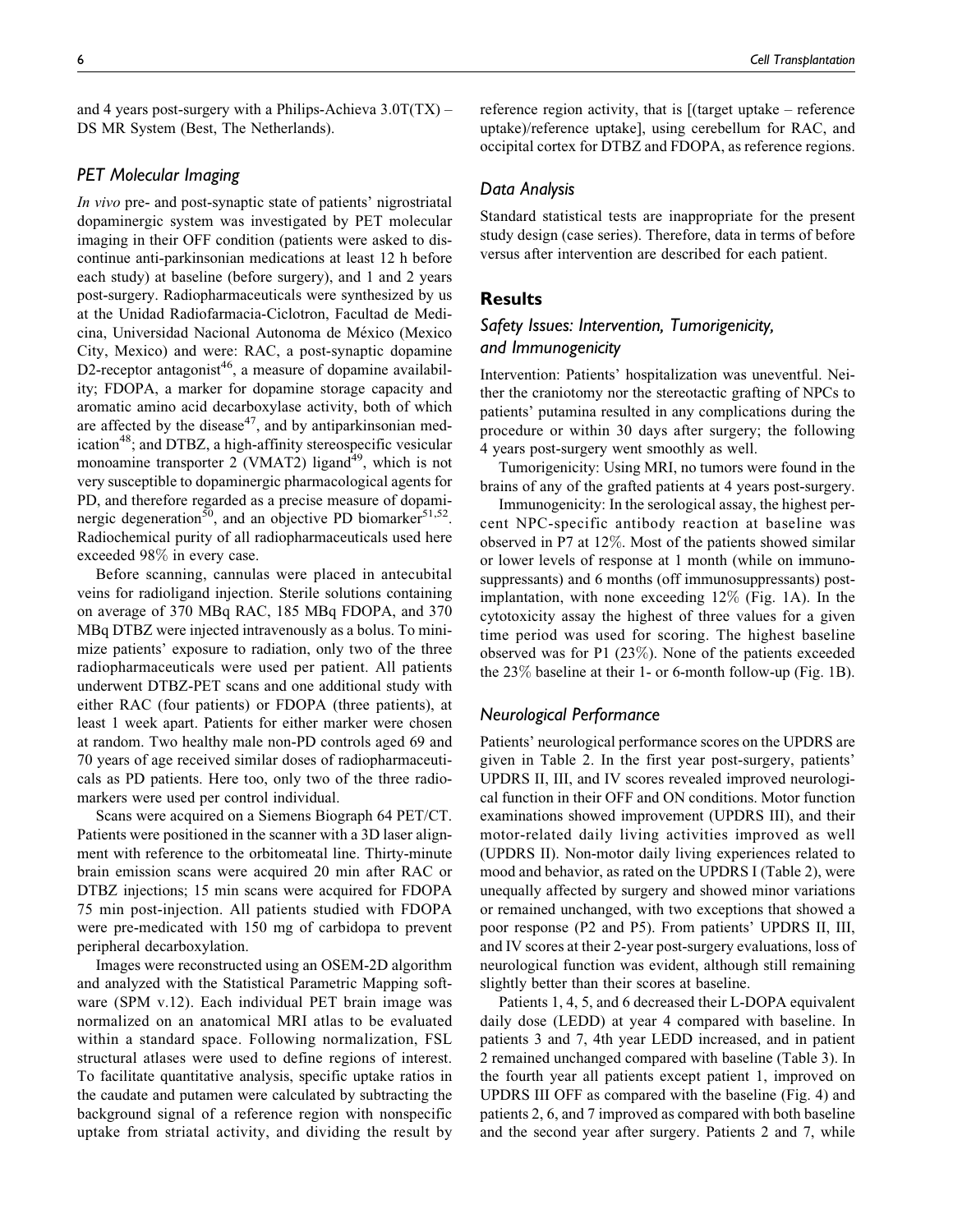and 4 years post-surgery with a Philips-Achieva 3.0T(TX) – DS MR System (Best, The Netherlands).

### PET Molecular Imaging

*In vivo* pre- and post-synaptic state of patients' nigrostriatal dopaminergic system was investigated by PET molecular imaging in their OFF condition (patients were asked to discontinue anti-parkinsonian medications at least 12 h before each study) at baseline (before surgery), and 1 and 2 years post-surgery. Radiopharmaceuticals were synthesized by us at the Unidad Radiofarmacia-Ciclotron, Facultad de Medicina, Universidad Nacional Autonoma de México (Mexico City, Mexico) and were: RAC, a post-synaptic dopamine D2-receptor antagonist[46], a measure of dopamine availability; FDOPA, a marker for dopamine storage capacity and aromatic amino acid decarboxylase activity, both of which are affected by the disease[47], and by antiparkinsonian medication[48]; and DTBZ, a high-affinity stereospecific vesicular monoamine transporter 2 (VMAT2) ligand[49], which is not very susceptible to dopaminergic pharmacological agents for PD, and therefore regarded as a precise measure of dopaminergic degeneration[50], and an objective PD biomarker[51,52]. Radiochemical purity of all radiopharmaceuticals used here exceeded 98% in every case.

Before scanning, cannulas were placed in antecubital veins for radioligand injection. Sterile solutions containing on average of 370 MBq RAC, 185 MBq FDOPA, and 370 MBq DTBZ were injected intravenously as a bolus. To minimize patients' exposure to radiation, only two of the three radiopharmaceuticals were used per patient. All patients underwent DTBZ-PET scans and one additional study with either RAC (four patients) or FDOPA (three patients), at least 1 week apart. Patients for either marker were chosen at random. Two healthy male non-PD controls aged 69 and 70 years of age received similar doses of radiopharmaceuticals as PD patients. Here too, only two of the three radiomarkers were used per control individual.

Scans were acquired on a Siemens Biograph 64 PET/CT. Patients were positioned in the scanner with a 3D laser alignment with reference to the orbitomeatal line. Thirty-minute brain emission scans were acquired 20 min after RAC or DTBZ injections; 15 min scans were acquired for FDOPA 75 min post-injection. All patients studied with FDOPA were pre-medicated with 150 mg of carbidopa to prevent peripheral decarboxylation.

Images were reconstructed using an OSEM-2D algorithm and analyzed with the Statistical Parametric Mapping software (SPM v.12). Each individual PET brain image was normalized on an anatomical MRI atlas to be evaluated within a standard space. Following normalization, FSL structural atlases were used to define regions of interest. To facilitate quantitative analysis, specific uptake ratios in the caudate and putamen were calculated by subtracting the background signal of a reference region with nonspecific uptake from striatal activity, and dividing the result by reference region activity, that is [(target uptake – reference uptake)/reference uptake], using cerebellum for RAC, and occipital cortex for DTBZ and FDOPA, as reference regions.

### Data Analysis

Standard statistical tests are inappropriate for the present study design (case series). Therefore, data in terms of before versus after intervention are described for each patient.

## Results

### Safety Issues: Intervention, Tumorigenicity, and Immunogenicity

Intervention: Patients' hospitalization was uneventful. Neither the craniotomy nor the stereotactic grafting of NPCs to patients' putamina resulted in any complications during the procedure or within 30 days after surgery; the following 4 years post-surgery went smoothly as well.

Tumorigenicity: Using MRI, no tumors were found in the brains of any of the grafted patients at 4 years post-surgery.

Immunogenicity: In the serological assay, the highest percent NPC-specific antibody reaction at baseline was observed in P7 at 12%. Most of the patients showed similar or lower levels of response at 1 month (while on immunosuppressants) and 6 months (off immunosuppressants) post-implantation, with none exceeding 12% (Fig. 1A). In the cytotoxicity assay the highest of three values for a given time period was used for scoring. The highest baseline observed was for P1 (23%). None of the patients exceeded the 23% baseline at their 1- or 6-month follow-up (Fig. 1B).

### Neurological Performance

Patients' neurological performance scores on the UPDRS are given in Table 2. In the first year post-surgery, patients' UPDRS II, III, and IV scores revealed improved neurological function in their OFF and ON conditions. Motor function examinations showed improvement (UPDRS III), and their motor-related daily living activities improved as well (UPDRS II). Non-motor daily living experiences related to mood and behavior, as rated on the UPDRS I (Table 2), were unequally affected by surgery and showed minor variations or remained unchanged, with two exceptions that showed a poor response (P2 and P5). From patients' UPDRS II, III, and IV scores at their 2-year post-surgery evaluations, loss of neurological function was evident, although still remaining slightly better than their scores at baseline.

Patients 1, 4, 5, and 6 decreased their L-DOPA equivalent daily dose (LEDD) at year 4 compared with baseline. In patients 3 and 7, 4th year LEDD increased, and in patient 2 remained unchanged compared with baseline (Table 3). In the fourth year all patients except patient 1, improved on UPDRS III OFF as compared with the baseline (Fig. 4) and patients 2, 6, and 7 improved as compared with both baseline and the second year after surgery. Patients 2 and 7, while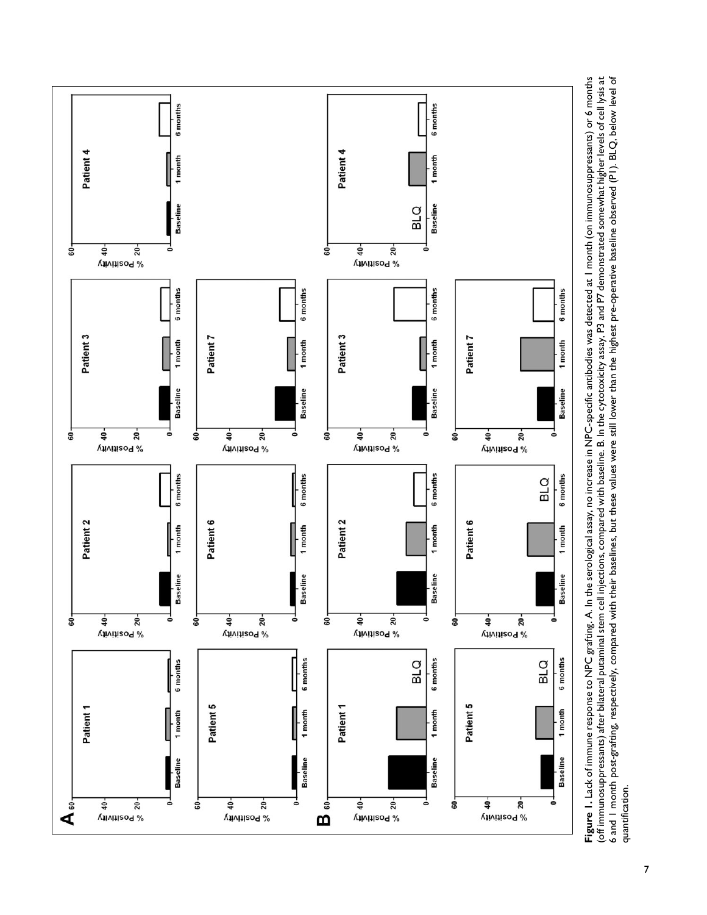**Figure 1.** Lack of immune response to NPC grafting. A. In the serological assay, no increase in NPC-specific antibodies was detected at 1 month (on immunosuppressants) or 6 months (off immunosuppressants) after bilateral putaminal stem cell injections, compared with baseline. B. In the cytotoxicity assay, P3 and P7 demonstrated somewhat higher levels of cell lysis at 6 and 1 month post-grafting, respectively, compared with their baselines, but these values were still lower than the highest pre-operative baseline observed (P1). BLQ, below level of quantification.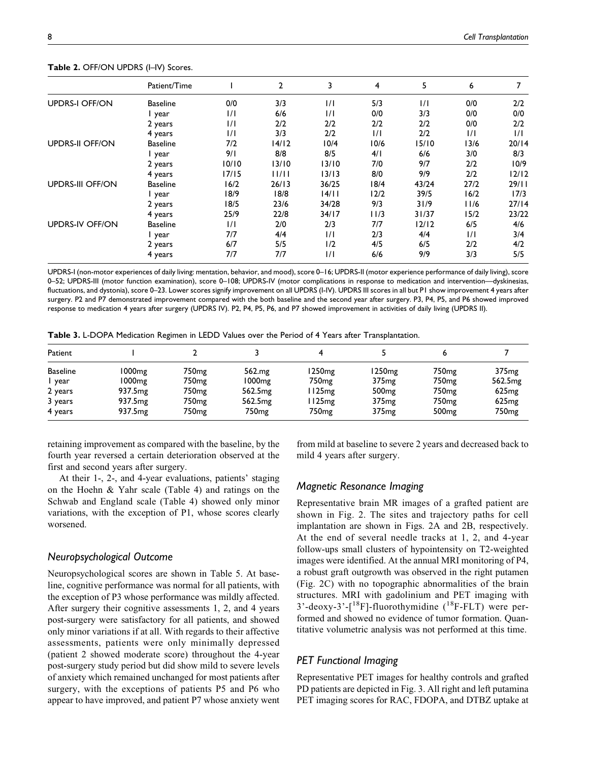**Table 2.** OFF/ON UPDRS (I–IV) Scores.

| | Patient/Time | 1 | 2 | 3 | 4 | 5 | 6 | 7 |
|---|---|---|---|---|---|---|---|---|
| UPDRS-I OFF/ON | Baseline | 0/0 | 3/3 | 1/1 | 5/3 | 1/1 | 0/0 | 2/2 |
| | 1 year | 1/1 | 6/6 | 1/1 | 0/0 | 3/3 | 0/0 | 0/0 |
| | 2 years | 1/1 | 2/2 | 2/2 | 2/2 | 2/2 | 0/0 | 2/2 |
| | 4 years | 1/1 | 3/3 | 2/2 | 1/1 | 2/2 | 1/1 | 1/1 |
| UPDRS-II OFF/ON | Baseline | 7/2 | 14/12 | 10/4 | 10/6 | 15/10 | 13/6 | 20/14 |
| | 1 year | 9/1 | 8/8 | 8/5 | 4/1 | 6/6 | 3/0 | 8/3 |
| | 2 years | 10/10 | 13/10 | 13/10 | 7/0 | 9/7 | 2/2 | 10/9 |
| | 4 years | 17/15 | 11/11 | 13/13 | 8/0 | 9/9 | 2/2 | 12/12 |
| UPDRS-III OFF/ON | Baseline | 16/2 | 26/13 | 36/25 | 18/4 | 43/24 | 27/2 | 29/11 |
| | 1 year | 18/9 | 18/8 | 14/11 | 12/2 | 39/5 | 16/2 | 17/3 |
| | 2 years | 18/5 | 23/6 | 34/28 | 9/3 | 31/9 | 11/6 | 27/14 |
| | 4 years | 25/9 | 22/8 | 34/17 | 11/3 | 31/37 | 15/2 | 23/22 |
| UPDRS-IV OFF/ON | Baseline | 1/1 | 2/0 | 2/3 | 7/7 | 12/12 | 6/5 | 4/6 |
| | 1 year | 7/7 | 4/4 | 1/1 | 2/3 | 4/4 | 1/1 | 3/4 |
| | 2 years | 6/7 | 5/5 | 1/2 | 4/5 | 6/5 | 2/2 | 4/2 |
| | 4 years | 7/7 | 7/7 | 1/1 | 6/6 | 9/9 | 3/3 | 5/5 |

UPDRS-I (non-motor experiences of daily living: mentation, behavior, and mood), score 0–16; UPDRS-II (motor experience performance of daily living), score 0–52; UPDRS-III (motor function examination), score 0–108; UPDRS-IV (motor complications in response to medication and intervention—dyskinesias, fluctuations, and dystonia), score 0–23. Lower scores signify improvement on all UPDRS (I-IV). UPDRS III scores in all but P1 show improvement 4 years after surgery. P2 and P7 demonstrated improvement compared with the both baseline and the second year after surgery. P3, P4, P5, and P6 showed improved response to medication 4 years after surgery (UPDRS IV). P2, P4, P5, P6, and P7 showed improvement in activities of daily living (UPDRS II).

**Table 3.** L-DOPA Medication Regimen in LEDD Values over the Period of 4 Years after Transplantation.

| Patient | 1 | 2 | 3 | 4 | 5 | 6 | 7 |
|---|---|---|---|---|---|---|---|
| Baseline | 1000mg | 750mg | 562.mg | 1250mg | 1250mg | 750mg | 375mg |
| 1 year | 1000mg | 750mg | 1000mg | 750mg | 375mg | 750mg | 562.5mg |
| 2 years | 937.5mg | 750mg | 562.5mg | 1125mg | 500mg | 750mg | 625mg |
| 3 years | 937.5mg | 750mg | 562.5mg | 1125mg | 375mg | 750mg | 625mg |
| 4 years | 937.5mg | 750mg | 750mg | 750mg | 375mg | 500mg | 750mg |

retaining improvement as compared with the baseline, by the fourth year reversed a certain deterioration observed at the first and second years after surgery.

At their 1-, 2-, and 4-year evaluations, patients' staging on the Hoehn & Yahr scale (Table 4) and ratings on the Schwab and England scale (Table 4) showed only minor variations, with the exception of P1, whose scores clearly worsened.

### Neuropsychological Outcome

Neuropsychological scores are shown in Table 5. At baseline, cognitive performance was normal for all patients, with the exception of P3 whose performance was mildly affected. After surgery their cognitive assessments 1, 2, and 4 years post-surgery were satisfactory for all patients, and showed only minor variations if at all. With regards to their affective assessments, patients were only minimally depressed (patient 2 showed moderate score) throughout the 4-year post-surgery study period but did show mild to severe levels of anxiety which remained unchanged for most patients after surgery, with the exceptions of patients P5 and P6 who appear to have improved, and patient P7 whose anxiety went from mild at baseline to severe 2 years and decreased back to mild 4 years after surgery.

### Magnetic Resonance Imaging

Representative brain MR images of a grafted patient are shown in Fig. 2. The sites and trajectory paths for cell implantation are shown in Figs. 2A and 2B, respectively. At the end of several needle tracks at 1, 2, and 4-year follow-ups small clusters of hypointensity on T2-weighted images were identified. At the annual MRI monitoring of P4, a robust graft outgrowth was observed in the right putamen (Fig. 2C) with no topographic abnormalities of the brain structures. MRI with gadolinium and PET imaging with 3'-deoxy-3'-[$^{18}$F]-fluorothymidine ($^{18}$F-FLT) were performed and showed no evidence of tumor formation. Quantitative volumetric analysis was not performed at this time.

### PET Functional Imaging

Representative PET images for healthy controls and grafted PD patients are depicted in Fig. 3. All right and left putamina PET imaging scores for RAC, FDOPA, and DTBZ uptake at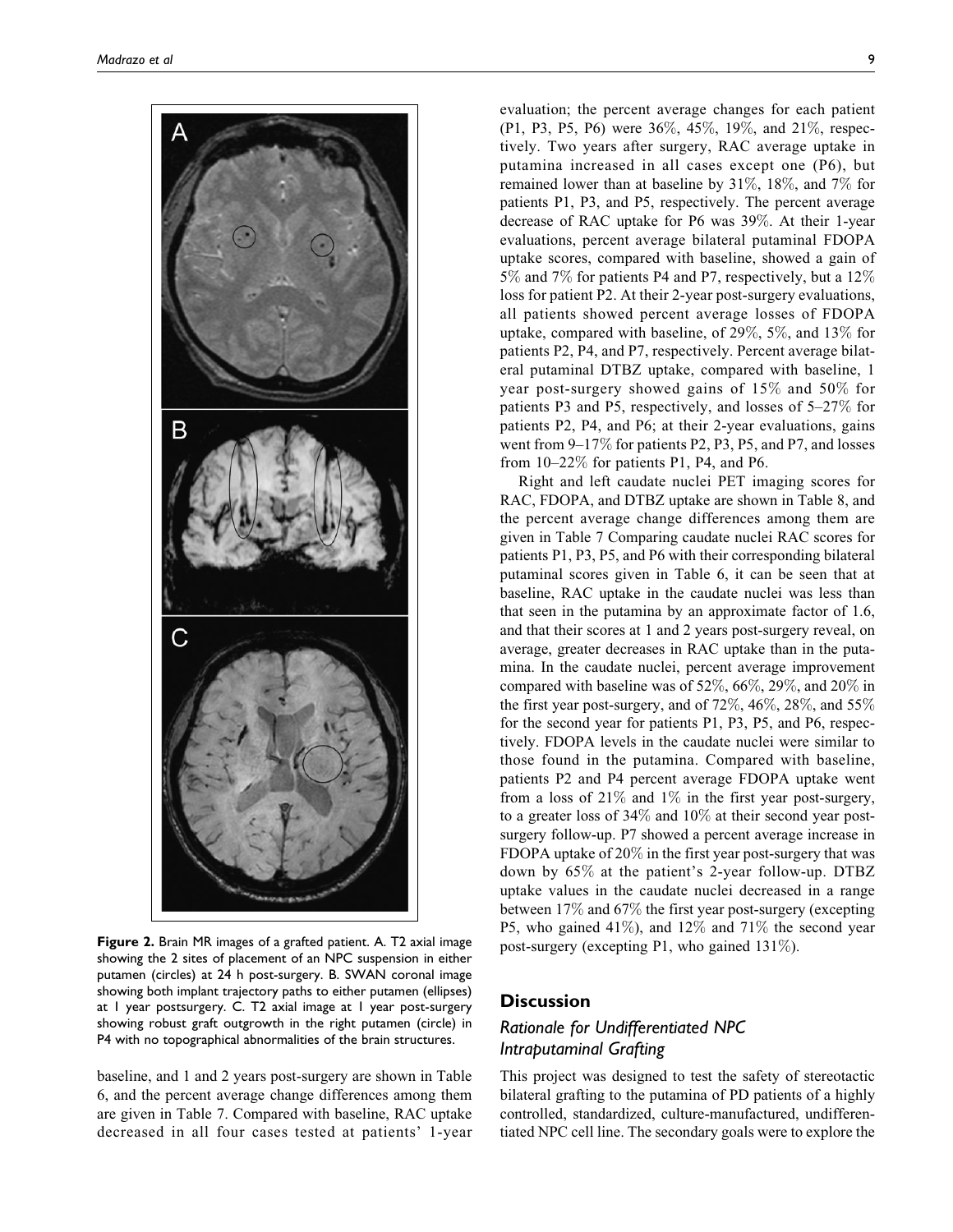Figure 2. Brain MR images of a grafted patient. A. T2 axial image showing the 2 sites of placement of an NPC suspension in either putamen (circles) at 24 h post-surgery. B. SWAN coronal image showing both implant trajectory paths to either putamen (ellipses) at 1 year postsurgery. C. T2 axial image at 1 year post-surgery showing robust graft outgrowth in the right putamen (circle) in P4 with no topographical abnormalities of the brain structures.

baseline, and 1 and 2 years post-surgery are shown in Table 6, and the percent average change differences among them are given in Table 7. Compared with baseline, RAC uptake decreased in all four cases tested at patients' 1-year evaluation; the percent average changes for each patient (P1, P3, P5, P6) were 36%, 45%, 19%, and 21%, respectively. Two years after surgery, RAC average uptake in putamina increased in all cases except one (P6), but remained lower than at baseline by 31%, 18%, and 7% for patients P1, P3, and P5, respectively. The percent average decrease of RAC uptake for P6 was 39%. At their 1-year evaluations, percent average bilateral putaminal FDOPA uptake scores, compared with baseline, showed a gain of 5% and 7% for patients P4 and P7, respectively, but a 12% loss for patient P2. At their 2-year post-surgery evaluations, all patients showed percent average losses of FDOPA uptake, compared with baseline, of 29%, 5%, and 13% for patients P2, P4, and P7, respectively. Percent average bilateral putaminal DTBZ uptake, compared with baseline, 1 year post-surgery showed gains of 15% and 50% for patients P3 and P5, respectively, and losses of 5–27% for patients P2, P4, and P6; at their 2-year evaluations, gains went from 9–17% for patients P2, P3, P5, and P7, and losses from 10–22% for patients P1, P4, and P6.

Right and left caudate nuclei PET imaging scores for RAC, FDOPA, and DTBZ uptake are shown in Table 8, and the percent average change differences among them are given in Table 7 Comparing caudate nuclei RAC scores for patients P1, P3, P5, and P6 with their corresponding bilateral putaminal scores given in Table 6, it can be seen that at baseline, RAC uptake in the caudate nuclei was less than that seen in the putamina by an approximate factor of 1.6, and that their scores at 1 and 2 years post-surgery reveal, on average, greater decreases in RAC uptake than in the putamina. In the caudate nuclei, percent average improvement compared with baseline was of 52%, 66%, 29%, and 20% in the first year post-surgery, and of 72%, 46%, 28%, and 55% for the second year for patients P1, P3, P5, and P6, respectively. FDOPA levels in the caudate nuclei were similar to those found in the putamina. Compared with baseline, patients P2 and P4 percent average FDOPA uptake went from a loss of 21% and 1% in the first year post-surgery, to a greater loss of 34% and 10% at their second year post-surgery follow-up. P7 showed a percent average increase in FDOPA uptake of 20% in the first year post-surgery that was down by 65% at the patient's 2-year follow-up. DTBZ uptake values in the caudate nuclei decreased in a range between 17% and 67% the first year post-surgery (excepting P5, who gained 41%), and 12% and 71% the second year post-surgery (excepting P1, who gained 131%).

## Discussion

### Rationale for Undifferentiated NPC Intraputaminal Grafting

This project was designed to test the safety of stereotactic bilateral grafting to the putamina of PD patients of a highly controlled, standardized, culture-manufactured, undifferentiated NPC cell line. The secondary goals were to explore the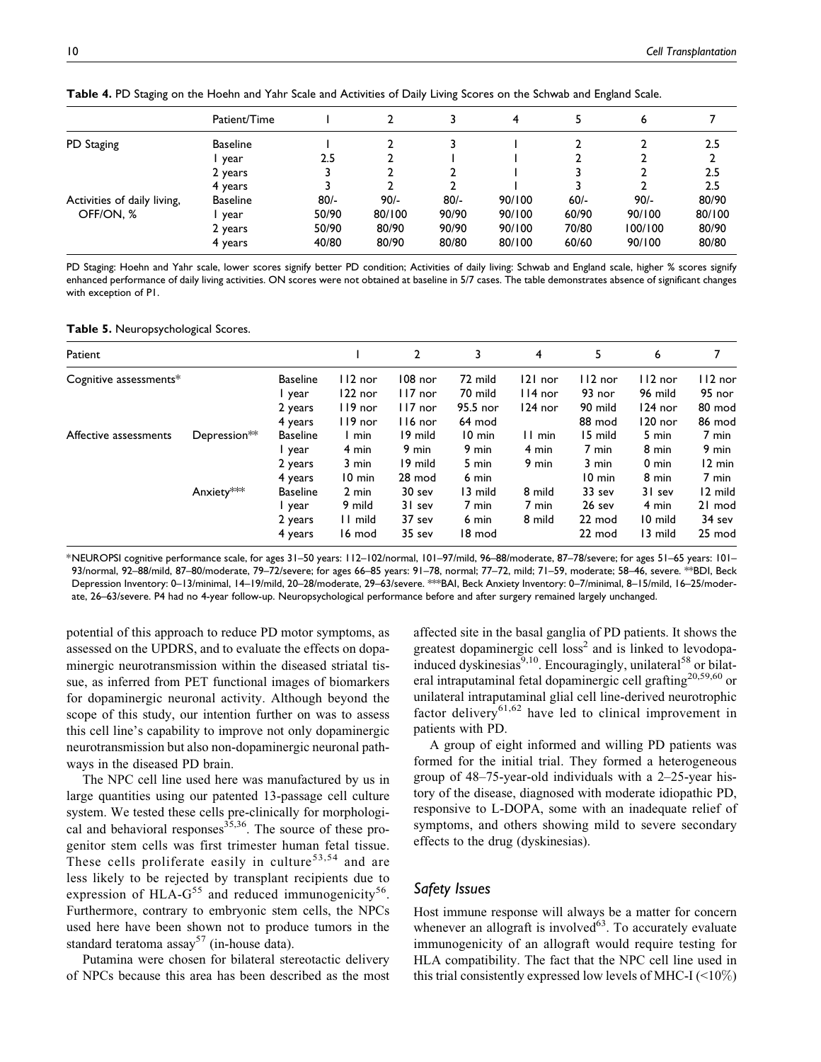**Table 4.** PD Staging on the Hoehn and Yahr Scale and Activities of Daily Living Scores on the Schwab and England Scale.

| | Patient/Time | 1 | 2 | 3 | 4 | 5 | 6 | 7 |
|---|---|---|---|---|---|---|---|---|
| PD Staging | Baseline | 1 | 2 | 3 | 1 | 2 | 2 | 2.5 |
| | 1 year | 2.5 | 2 | 1 | 1 | 2 | 2 | 2 |
| | 2 years | 3 | 2 | 2 | 1 | 3 | 2 | 2.5 |
| | 4 years | 3 | 2 | 2 | 1 | 3 | 2 | 2.5 |
| Activities of daily living, OFF/ON, % | Baseline | 80/- | 90/- | 80/- | 90/100 | 60/- | 90/- | 80/90 |
| | 1 year | 50/90 | 80/100 | 90/90 | 90/100 | 60/90 | 90/100 | 80/100 |
| | 2 years | 50/90 | 80/90 | 90/90 | 90/100 | 70/80 | 100/100 | 80/90 |
| | 4 years | 40/80 | 80/90 | 80/80 | 80/100 | 60/60 | 90/100 | 80/80 |

PD Staging: Hoehn and Yahr scale, lower scores signify better PD condition; Activities of daily living: Schwab and England scale, higher % scores signify enhanced performance of daily living activities. ON scores were not obtained at baseline in 5/7 cases. The table demonstrates absence of significant changes with exception of P1.

**Table 5.** Neuropsychological Scores.

| Patient | | | 1 | 2 | 3 | 4 | 5 | 6 | 7 |
|---|---|---|---|---|---|---|---|---|---|
| Cognitive assessments* | | Baseline | 112 nor | 108 nor | 72 mild | 121 nor | 112 nor | 112 nor | 112 nor |
| | | 1 year | 122 nor | 117 nor | 70 mild | 114 nor | 93 nor | 96 mild | 95 nor |
| | | 2 years | 119 nor | 117 nor | 95.5 nor | 124 nor | 90 mild | 124 nor | 80 mod |
| | | 4 years | 119 nor | 116 nor | 64 mod | | 88 mod | 120 nor | 86 mod |
| Affective assessments | Depression** | Baseline | 1 min | 19 mild | 10 min | 11 min | 15 mild | 5 min | 7 min |
| | | 1 year | 4 min | 9 min | 9 min | 4 min | 7 min | 8 min | 9 min |
| | | 2 years | 3 min | 19 mild | 5 min | 9 min | 3 min | 0 min | 12 min |
| | | 4 years | 10 min | 28 mod | 6 min | | 10 min | 8 min | 7 min |
| | Anxiety*** | Baseline | 2 min | 30 sev | 13 mild | 8 mild | 33 sev | 31 sev | 12 mild |
| | | 1 year | 9 mild | 31 sev | 7 min | 7 min | 26 sev | 4 min | 21 mod |
| | | 2 years | 11 mild | 37 sev | 6 min | 8 mild | 22 mod | 10 mild | 34 sev |
| | | 4 years | 16 mod | 35 sev | 18 mod | | 22 mod | 13 mild | 25 mod |

*NEUROPSI cognitive performance scale, for ages 31–50 years: 112–102/normal, 101–97/mild, 96–88/moderate, 87–78/severe; for ages 51–65 years: 101–93/normal, 92–88/mild, 87–80/moderate, 79–72/severe; for ages 66–85 years: 91–78, normal; 77–72, mild; 71–59, moderate; 58–46, severe. **BDI, Beck Depression Inventory: 0–13/minimal, 14–19/mild, 20–28/moderate, 29–63/severe. ***BAI, Beck Anxiety Inventory: 0–7/minimal, 8–15/mild, 16–25/moderate, 26–63/severe. P4 had no 4-year follow-up. Neuropsychological performance before and after surgery remained largely unchanged.

potential of this approach to reduce PD motor symptoms, as assessed on the UPDRS, and to evaluate the effects on dopaminergic neurotransmission within the diseased striatal tissue, as inferred from PET functional images of biomarkers for dopaminergic neuronal activity. Although beyond the scope of this study, our intention further on was to assess this cell line's capability to improve not only dopaminergic neurotransmission but also non-dopaminergic neuronal pathways in the diseased PD brain.

The NPC cell line used here was manufactured by us in large quantities using our patented 13-passage cell culture system. We tested these cells pre-clinically for morphological and behavioral responses[35,36]. The source of these progenitor stem cells was first trimester human fetal tissue. These cells proliferate easily in culture[53,54] and are less likely to be rejected by transplant recipients due to expression of HLA-G[55] and reduced immunogenicity[56]. Furthermore, contrary to embryonic stem cells, the NPCs used here have been shown not to produce tumors in the standard teratoma assay[57] (in-house data).

Putamina were chosen for bilateral stereotactic delivery of NPCs because this area has been described as the most affected site in the basal ganglia of PD patients. It shows the greatest dopaminergic cell loss[2] and is linked to levodopa-induced dyskinesias[9,10]. Encouragingly, unilateral[58] or bilateral intraputaminal fetal dopaminergic cell grafting[20,59,60] or unilateral intraputaminal glial cell line-derived neurotrophic factor delivery[61,62] have led to clinical improvement in patients with PD.

A group of eight informed and willing PD patients was formed for the initial trial. They formed a heterogeneous group of 48–75-year-old individuals with a 2–25-year history of the disease, diagnosed with moderate idiopathic PD, responsive to L-DOPA, some with an inadequate relief of symptoms, and others showing mild to severe secondary effects to the drug (dyskinesias).

### Safety Issues

Host immune response will always be a matter for concern whenever an allograft is involved[63]. To accurately evaluate immunogenicity of an allograft would require testing for HLA compatibility. The fact that the NPC cell line used in this trial consistently expressed low levels of MHC-I (<10%)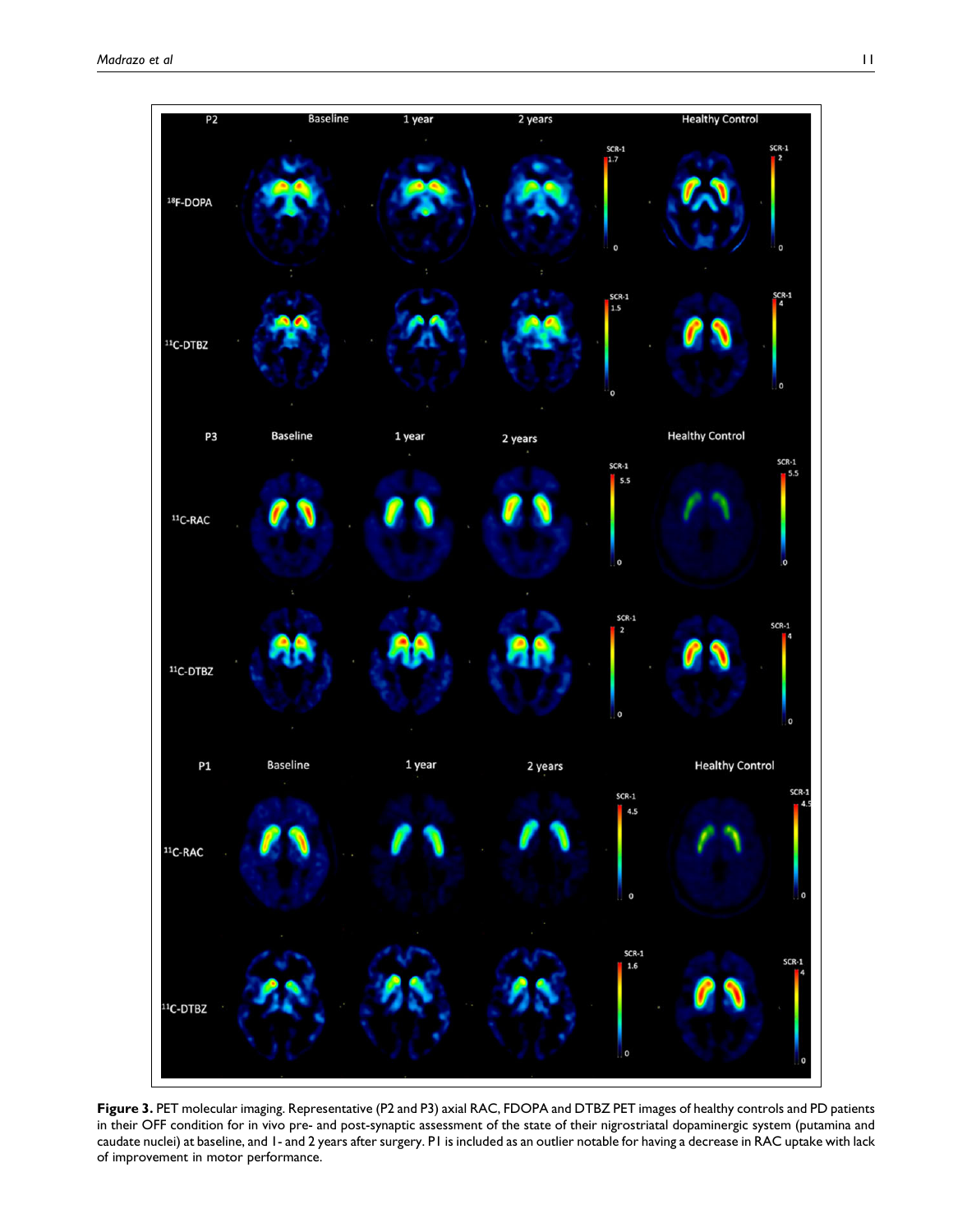**Figure 3.** PET molecular imaging. Representative (P2 and P3) axial RAC, FDOPA and DTBZ PET images of healthy controls and PD patients in their OFF condition for in vivo pre- and post-synaptic assessment of the state of their nigrostriatal dopaminergic system (putamina and caudate nuclei) at baseline, and 1- and 2 years after surgery. P1 is included as an outlier notable for having a decrease in RAC uptake with lack of improvement in motor performance.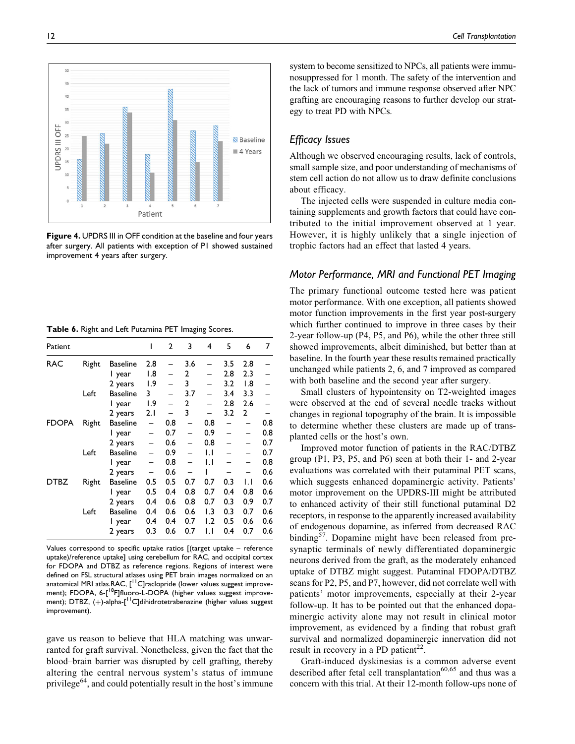**Figure 4.** UPDRS III in OFF condition at the baseline and four years after surgery. All patients with exception of P1 showed sustained improvement 4 years after surgery.

**Table 6.** Right and Left Putamina PET Imaging Scores.

| Patient | | | 1 | 2 | 3 | 4 | 5 | 6 | 7 |
|---|---|---|---|---|---|---|---|---|---|
| RAC | Right | Baseline | 2.8 | – | 3.6 | – | 3.5 | 2.8 | – |
| | | 1 year | 1.8 | – | 2 | – | 2.8 | 2.3 | – |
| | | 2 years | 1.9 | – | 3 | – | 3.2 | 1.8 | – |
| | Left | Baseline | 3 | – | 3.7 | – | 3.4 | 3.3 | – |
| | | 1 year | 1.9 | – | 2 | – | 2.8 | 2.6 | – |
| | | 2 years | 2.1 | – | 3 | – | 3.2 | 2 | – |
| FDOPA | Right | Baseline | – | 0.8 | – | 0.8 | – | – | 0.8 |
| | | 1 year | – | 0.7 | – | 0.9 | – | – | 0.8 |
| | | 2 years | – | 0.6 | – | 0.8 | – | – | 0.7 |
| | Left | Baseline | – | 0.9 | – | 1.1 | – | – | 0.7 |
| | | 1 year | – | 0.8 | – | 1.1 | – | – | 0.8 |
| | | 2 years | – | 0.6 | – | 1 | – | – | 0.6 |
| DTBZ | Right | Baseline | 0.5 | 0.5 | 0.7 | 0.7 | 0.3 | 1.1 | 0.6 |
| | | 1 year | 0.5 | 0.4 | 0.8 | 0.7 | 0.4 | 0.8 | 0.6 |
| | | 2 years | 0.4 | 0.6 | 0.8 | 0.7 | 0.3 | 0.9 | 0.7 |
| | Left | Baseline | 0.4 | 0.6 | 0.6 | 1.3 | 0.3 | 0.7 | 0.6 |
| | | 1 year | 0.4 | 0.4 | 0.7 | 1.2 | 0.5 | 0.6 | 0.6 |
| | | 2 years | 0.3 | 0.6 | 0.7 | 1.1 | 0.4 | 0.7 | 0.6 |

Values correspond to specific uptake ratios [(target uptake – reference uptake)/reference uptake)] using cerebellum for RAC, and occipital cortex for FDOPA and DTBZ as reference regions. Regions of interest were defined on FSL structural atlases using PET brain images registered on an anatomical MRI atlas.RAC, [$^{11}$C]raclopride (lower values suggest improvement); FDOPA, 6-[$^{18}$F]fluoro-L-DOPA (higher values suggest improvement); DTBZ, (+)-alpha-[$^{11}$C]dihidrotetrabenazine (higher values suggest improvement).

gave us reason to believe that HLA matching was unwarranted for graft survival. Nonetheless, given the fact that the blood–brain barrier was disrupted by cell grafting, thereby altering the central nervous system's status of immune privilege[64], and could potentially result in the host's immune system to become sensitized to NPCs, all patients were immunosuppressed for 1 month. The safety of the intervention and the lack of tumors and immune response observed after NPC grafting are encouraging reasons to further develop our strategy to treat PD with NPCs.

## *Efficacy Issues*

Although we observed encouraging results, lack of controls, small sample size, and poor understanding of mechanisms of stem cell action do not allow us to draw definite conclusions about efficacy.

The injected cells were suspended in culture media containing supplements and growth factors that could have contributed to the initial improvement observed at 1 year. However, it is highly unlikely that a single injection of trophic factors had an effect that lasted 4 years.

## *Motor Performance, MRI and Functional PET Imaging*

The primary functional outcome tested here was patient motor performance. With one exception, all patients showed motor function improvements in the first year post-surgery which further continued to improve in three cases by their 2-year follow-up (P4, P5, and P6), while the other three still showed improvements, albeit diminished, but better than at baseline. In the fourth year these results remained practically unchanged while patients 2, 6, and 7 improved as compared with both baseline and the second year after surgery.

Small clusters of hypointensity on T2-weighted images were observed at the end of several needle tracks without changes in regional topography of the brain. It is impossible to determine whether these clusters are made up of transplanted cells or the host's own.

Improved motor function of patients in the RAC/DTBZ group (P1, P3, P5, and P6) seen at both their 1- and 2-year evaluations was correlated with their putaminal PET scans, which suggests enhanced dopaminergic activity. Patients' motor improvement on the UPDRS-III might be attributed to enhanced activity of their still functional putaminal D2 receptors, in response to the apparently increased availability of endogenous dopamine, as inferred from decreased RAC binding[57]. Dopamine might have been released from presynaptic terminals of newly differentiated dopaminergic neurons derived from the graft, as the moderately enhanced uptake of DTBZ might suggest. Putaminal FDOPA/DTBZ scans for P2, P5, and P7, however, did not correlate well with patients' motor improvements, especially at their 2-year follow-up. It has to be pointed out that the enhanced dopaminergic activity alone may not result in clinical motor improvement, as evidenced by a finding that robust graft survival and normalized dopaminergic innervation did not result in recovery in a PD patient[22].

Graft-induced dyskinesias is a common adverse event described after fetal cell transplantation[60,65] and thus was a concern with this trial. At their 12-month follow-ups none of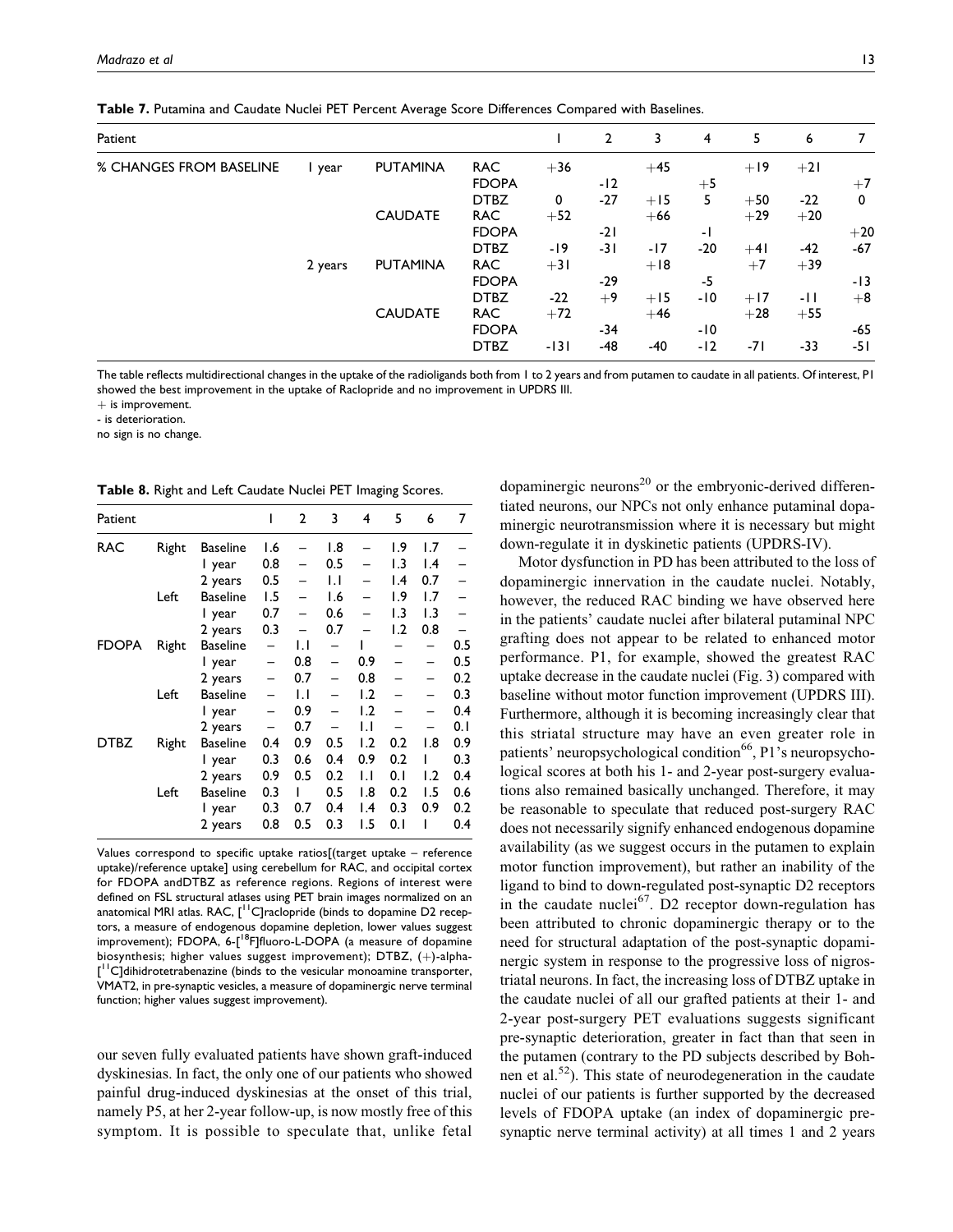**Table 7.** Putamina and Caudate Nuclei PET Percent Average Score Differences Compared with Baselines.

| Patient | | | | 1 | 2 | 3 | 4 | 5 | 6 | 7 |
|---|---|---|---|---|---|---|---|---|---|---|
| % CHANGES FROM BASELINE | 1 year | PUTAMINA | RAC | +36 | | +45 | | +19 | +21 | |
| | | | FDOPA | | -12 | | +5 | | | +7 |
| | | | DTBZ | 0 | -27 | +15 | 5 | +50 | -22 | 0 |
| | | CAUDATE | RAC | +52 | | +66 | | +29 | +20 | |
| | | | FDOPA | | -21 | | -1 | | | +20 |
| | | | DTBZ | -19 | -31 | -17 | -20 | +41 | -42 | -67 |
| | 2 years | PUTAMINA | RAC | +31 | | +18 | | +7 | +39 | |
| | | | FDOPA | | -29 | | -5 | | | -13 |
| | | | DTBZ | -22 | +9 | +15 | -10 | +17 | -11 | +8 |
| | | CAUDATE | RAC | +72 | | +46 | | +28 | +55 | |
| | | | FDOPA | | -34 | | -10 | | | -65 |
| | | | DTBZ | -131 | -48 | -40 | -12 | -71 | -33 | -51 |

The table reflects multidirectional changes in the uptake of the radioligands both from 1 to 2 years and from putamen to caudate in all patients. Of interest, P1 showed the best improvement in the uptake of Raclopride and no improvement in UPDRS III.
+ is improvement.
- is deterioration.
no sign is no change.

**Table 8.** Right and Left Caudate Nuclei PET Imaging Scores.

| Patient | | | 1 | 2 | 3 | 4 | 5 | 6 | 7 |
|---|---|---|---|---|---|---|---|---|---|
| RAC | Right | Baseline | 1.6 | – | 1.8 | – | 1.9 | 1.7 | – |
| | | 1 year | 0.8 | – | 0.5 | – | 1.3 | 1.4 | – |
| | | 2 years | 0.5 | – | 1.1 | – | 1.4 | 0.7 | – |
| | Left | Baseline | 1.5 | – | 1.6 | – | 1.9 | 1.7 | – |
| | | 1 year | 0.7 | – | 0.6 | – | 1.3 | 1.3 | – |
| | | 2 years | 0.3 | – | 0.7 | – | 1.2 | 0.8 | – |
| FDOPA | Right | Baseline | – | 1.1 | – | 1 | – | – | 0.5 |
| | | 1 year | – | 0.8 | – | 0.9 | – | – | 0.5 |
| | | 2 years | – | 0.7 | – | 0.8 | – | – | 0.2 |
| | Left | Baseline | – | 1.1 | – | 1.2 | – | – | 0.3 |
| | | 1 year | – | 0.9 | – | 1.2 | – | – | 0.4 |
| | | 2 years | – | 0.7 | – | 1.1 | – | – | 0.1 |
| DTBZ | Right | Baseline | 0.4 | 0.9 | 0.5 | 1.2 | 0.2 | 1.8 | 0.9 |
| | | 1 year | 0.3 | 0.6 | 0.4 | 0.9 | 0.2 | 1 | 0.3 |
| | | 2 years | 0.9 | 0.5 | 0.2 | 1.1 | 0.1 | 1.2 | 0.4 |
| | Left | Baseline | 0.3 | 1 | 0.5 | 1.8 | 0.2 | 1.5 | 0.6 |
| | | 1 year | 0.3 | 0.7 | 0.4 | 1.4 | 0.3 | 0.9 | 0.2 |
| | | 2 years | 0.8 | 0.5 | 0.3 | 1.5 | 0.1 | 1 | 0.4 |

Values correspond to specific uptake ratios[(target uptake – reference uptake)/reference uptake] using cerebellum for RAC, and occipital cortex for FDOPA andDTBZ as reference regions. Regions of interest were defined on FSL structural atlases using PET brain images normalized on an anatomical MRI atlas. RAC, [$^{11}$C]raclopride (binds to dopamine D2 receptors, a measure of endogenous dopamine depletion, lower values suggest improvement); FDOPA, 6-[$^{18}$F]fluoro-L-DOPA (a measure of dopamine biosynthesis; higher values suggest improvement); DTBZ, (+)-alpha-[$^{11}$C]dihidrotetrabenazine (binds to the vesicular monoamine transporter, VMAT2, in pre-synaptic vesicles, a measure of dopaminergic nerve terminal function; higher values suggest improvement).

our seven fully evaluated patients have shown graft-induced dyskinesias. In fact, the only one of our patients who showed painful drug-induced dyskinesias at the onset of this trial, namely P5, at her 2-year follow-up, is now mostly free of this symptom. It is possible to speculate that, unlike fetal dopaminergic neurons[20] or the embryonic-derived differentiated neurons, our NPCs not only enhance putaminal dopaminergic neurotransmission where it is necessary but might down-regulate it in dyskinetic patients (UPDRS-IV).

Motor dysfunction in PD has been attributed to the loss of dopaminergic innervation in the caudate nuclei. Notably, however, the reduced RAC binding we have observed here in the patients' caudate nuclei after bilateral putaminal NPC grafting does not appear to be related to enhanced motor performance. P1, for example, showed the greatest RAC uptake decrease in the caudate nuclei (Fig. 3) compared with baseline without motor function improvement (UPDRS III). Furthermore, although it is becoming increasingly clear that this striatal structure may have an even greater role in patients' neuropsychological condition[66], P1's neuropsychological scores at both his 1- and 2-year post-surgery evaluations also remained basically unchanged. Therefore, it may be reasonable to speculate that reduced post-surgery RAC does not necessarily signify enhanced endogenous dopamine availability (as we suggest occurs in the putamen to explain motor function improvement), but rather an inability of the ligand to bind to down-regulated post-synaptic D2 receptors in the caudate nuclei[67]. D2 receptor down-regulation has been attributed to chronic dopaminergic therapy or to the need for structural adaptation of the post-synaptic dopaminergic system in response to the progressive loss of nigrostriatal neurons. In fact, the increasing loss of DTBZ uptake in the caudate nuclei of all our grafted patients at their 1- and 2-year post-surgery PET evaluations suggests significant pre-synaptic deterioration, greater in fact than that seen in the putamen (contrary to the PD subjects described by Bohnen et al.[52]). This state of neurodegeneration in the caudate nuclei of our patients is further supported by the decreased levels of FDOPA uptake (an index of dopaminergic presynaptic nerve terminal activity) at all times 1 and 2 years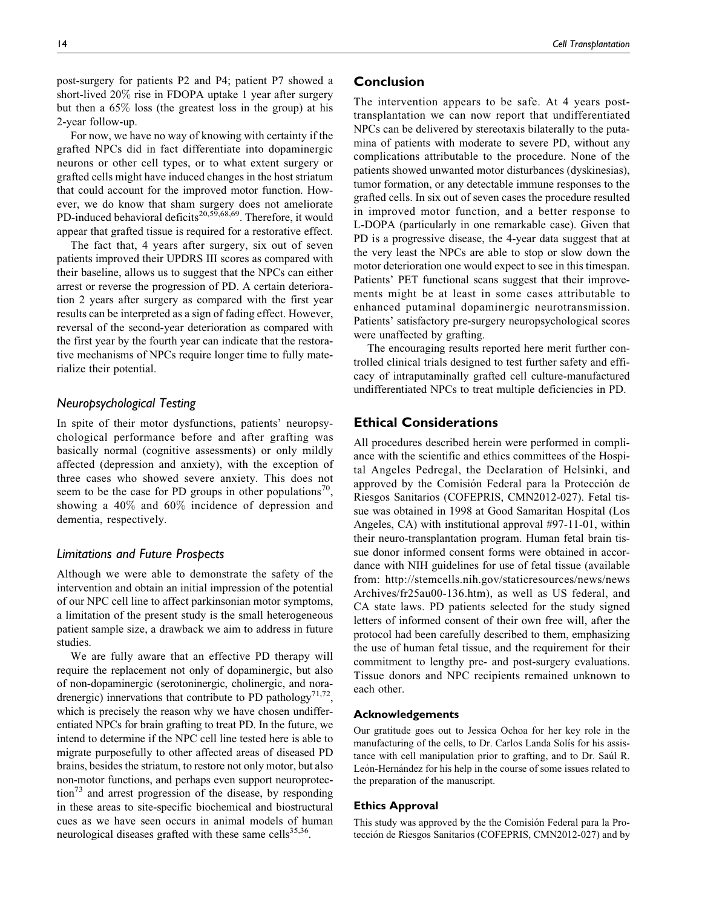post-surgery for patients P2 and P4; patient P7 showed a short-lived 20% rise in FDOPA uptake 1 year after surgery but then a 65% loss (the greatest loss in the group) at his 2-year follow-up.

For now, we have no way of knowing with certainty if the grafted NPCs did in fact differentiate into dopaminergic neurons or other cell types, or to what extent surgery or grafted cells might have induced changes in the host striatum that could account for the improved motor function. However, we do know that sham surgery does not ameliorate PD-induced behavioral deficits[20,59,68,69]. Therefore, it would appear that grafted tissue is required for a restorative effect.

The fact that, 4 years after surgery, six out of seven patients improved their UPDRS III scores as compared with their baseline, allows us to suggest that the NPCs can either arrest or reverse the progression of PD. A certain deterioration 2 years after surgery as compared with the first year results can be interpreted as a sign of fading effect. However, reversal of the second-year deterioration as compared with the first year by the fourth year can indicate that the restorative mechanisms of NPCs require longer time to fully materialize their potential.

### *Neuropsychological Testing*

In spite of their motor dysfunctions, patients' neuropsychological performance before and after grafting was basically normal (cognitive assessments) or only mildly affected (depression and anxiety), with the exception of three cases who showed severe anxiety. This does not seem to be the case for PD groups in other populations[70], showing a 40% and 60% incidence of depression and dementia, respectively.

### *Limitations and Future Prospects*

Although we were able to demonstrate the safety of the intervention and obtain an initial impression of the potential of our NPC cell line to affect parkinsonian motor symptoms, a limitation of the present study is the small heterogeneous patient sample size, a drawback we aim to address in future studies.

We are fully aware that an effective PD therapy will require the replacement not only of dopaminergic, but also of non-dopaminergic (serotoninergic, cholinergic, and noradrenergic) innervations that contribute to PD pathology[71,72], which is precisely the reason why we have chosen undifferentiated NPCs for brain grafting to treat PD. In the future, we intend to determine if the NPC cell line tested here is able to migrate purposefully to other affected areas of diseased PD brains, besides the striatum, to restore not only motor, but also non-motor functions, and perhaps even support neuroprotection[73] and arrest progression of the disease, by responding in these areas to site-specific biochemical and biostructural cues as we have seen occurs in animal models of human neurological diseases grafted with these same cells[35,36].

## Conclusion

The intervention appears to be safe. At 4 years post-transplantation we can now report that undifferentiated NPCs can be delivered by stereotaxis bilaterally to the putamina of patients with moderate to severe PD, without any complications attributable to the procedure. None of the patients showed unwanted motor disturbances (dyskinesias), tumor formation, or any detectable immune responses to the grafted cells. In six out of seven cases the procedure resulted in improved motor function, and a better response to L-DOPA (particularly in one remarkable case). Given that PD is a progressive disease, the 4-year data suggest that at the very least the NPCs are able to stop or slow down the motor deterioration one would expect to see in this timespan. Patients' PET functional scans suggest that their improvements might be at least in some cases attributable to enhanced putaminal dopaminergic neurotransmission. Patients' satisfactory pre-surgery neuropsychological scores were unaffected by grafting.

The encouraging results reported here merit further controlled clinical trials designed to test further safety and efficacy of intraputaminally grafted cell culture-manufactured undifferentiated NPCs to treat multiple deficiencies in PD.

## Ethical Considerations

All procedures described herein were performed in compliance with the scientific and ethics committees of the Hospital Angeles Pedregal, the Declaration of Helsinki, and approved by the Comisión Federal para la Protección de Riesgos Sanitarios (COFEPRIS, CMN2012-027). Fetal tissue was obtained in 1998 at Good Samaritan Hospital (Los Angeles, CA) with institutional approval #97-11-01, within their neuro-transplantation program. Human fetal brain tissue donor informed consent forms were obtained in accordance with NIH guidelines for use of fetal tissue (available from: http://stemcells.nih.gov/staticresources/news/newsArchives/fr25au00-136.htm), as well as US federal, and CA state laws. PD patients selected for the study signed letters of informed consent of their own free will, after the protocol had been carefully described to them, emphasizing the use of human fetal tissue, and the requirement for their commitment to lengthy pre- and post-surgery evaluations. Tissue donors and NPC recipients remained unknown to each other.

### Acknowledgements

Our gratitude goes out to Jessica Ochoa for her key role in the manufacturing of the cells, to Dr. Carlos Landa Solís for his assistance with cell manipulation prior to grafting, and to Dr. Saúl R. León-Hernández for his help in the course of some issues related to the preparation of the manuscript.

### Ethics Approval

This study was approved by the the Comisión Federal para la Protección de Riesgos Sanitarios (COFEPRIS, CMN2012-027) and by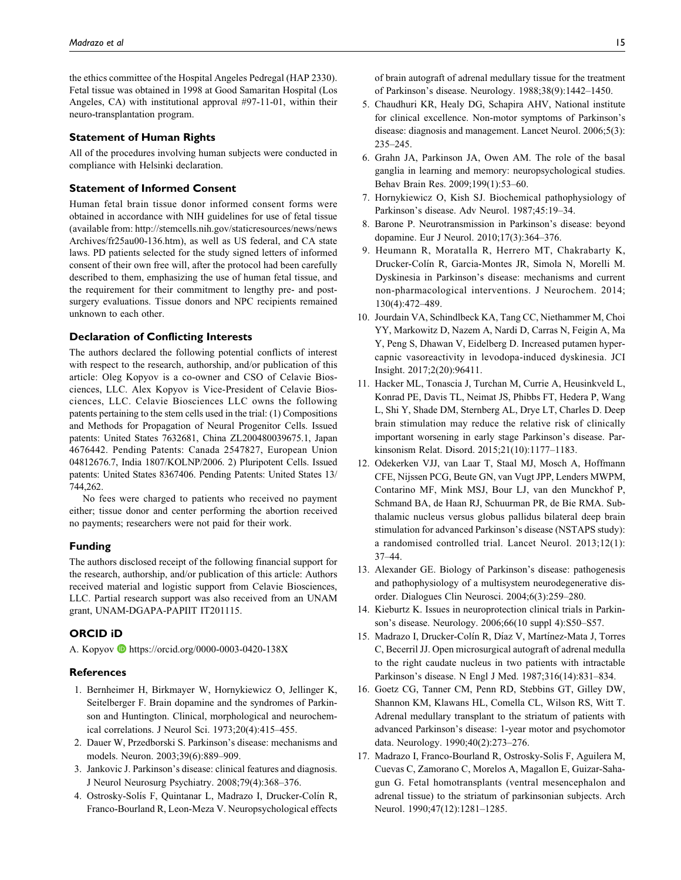the ethics committee of the Hospital Angeles Pedregal (HAP 2330). Fetal tissue was obtained in 1998 at Good Samaritan Hospital (Los Angeles, CA) with institutional approval #97-11-01, within their neuro-transplantation program.

### Statement of Human Rights

All of the procedures involving human subjects were conducted in compliance with Helsinki declaration.

### Statement of Informed Consent

Human fetal brain tissue donor informed consent forms were obtained in accordance with NIH guidelines for use of fetal tissue (available from: http://stemcells.nih.gov/staticresources/news/newsArchives/fr25au00-136.htm), as well as US federal, and CA state laws. PD patients selected for the study signed letters of informed consent of their own free will, after the protocol had been carefully described to them, emphasizing the use of human fetal tissue, and the requirement for their commitment to lengthy pre- and post-surgery evaluations. Tissue donors and NPC recipients remained unknown to each other.

### Declaration of Conflicting Interests

The authors declared the following potential conflicts of interest with respect to the research, authorship, and/or publication of this article: Oleg Kopyov is a co-owner and CSO of Celavie Biosciences, LLC. Alex Kopyov is Vice-President of Celavie Biosciences, LLC. Celavie Biosciences LLC owns the following patents pertaining to the stem cells used in the trial: (1) Compositions and Methods for Propagation of Neural Progenitor Cells. Issued patents: United States 7632681, China ZL200480039675.1, Japan 4676442. Pending Patents: Canada 2547827, European Union 04812676.7, India 1807/KOLNP/2006. 2) Pluripotent Cells. Issued patents: United States 8367406. Pending Patents: United States 13/744,262.

No fees were charged to patients who received no payment either; tissue donor and center performing the abortion received no payments; researchers were not paid for their work.

### Funding

The authors disclosed receipt of the following financial support for the research, authorship, and/or publication of this article: Authors received material and logistic support from Celavie Biosciences, LLC. Partial research support was also received from an UNAM grant, UNAM-DGAPA-PAPIIT IT201115.

### ORCID iD

A. Kopyov https://orcid.org/0000-0003-0420-138X

### References

1. Bernheimer H, Birkmayer W, Hornykiewicz O, Jellinger K, Seitelberger F. Brain dopamine and the syndromes of Parkinson and Huntington. Clinical, morphological and neurochemical correlations. J Neurol Sci. 1973;20(4):415–455.
2. Dauer W, Przedborski S. Parkinson's disease: mechanisms and models. Neuron. 2003;39(6):889–909.
3. Jankovic J. Parkinson's disease: clinical features and diagnosis. J Neurol Neurosurg Psychiatry. 2008;79(4):368–376.
4. Ostrosky-Solís F, Quintanar L, Madrazo I, Drucker-Colín R, Franco-Bourland R, Leon-Meza V. Neuropsychological effects of brain autograft of adrenal medullary tissue for the treatment of Parkinson's disease. Neurology. 1988;38(9):1442–1450.
5. Chaudhuri KR, Healy DG, Schapira AHV, National institute for clinical excellence. Non-motor symptoms of Parkinson's disease: diagnosis and management. Lancet Neurol. 2006;5(3): 235–245.
6. Grahn JA, Parkinson JA, Owen AM. The role of the basal ganglia in learning and memory: neuropsychological studies. Behav Brain Res. 2009;199(1):53–60.
7. Hornykiewicz O, Kish SJ. Biochemical pathophysiology of Parkinson's disease. Adv Neurol. 1987;45:19–34.
8. Barone P. Neurotransmission in Parkinson's disease: beyond dopamine. Eur J Neurol. 2010;17(3):364–376.
9. Heumann R, Moratalla R, Herrero MT, Chakrabarty K, Drucker-Colín R, Garcia-Montes JR, Simola N, Morelli M. Dyskinesia in Parkinson's disease: mechanisms and current non-pharmacological interventions. J Neurochem. 2014; 130(4):472–489.
10. Jourdain VA, Schindlbeck KA, Tang CC, Niethammer M, Choi YY, Markowitz D, Nazem A, Nardi D, Carras N, Feigin A, Ma Y, Peng S, Dhawan V, Eidelberg D. Increased putamen hypercapnic vasoreactivity in levodopa-induced dyskinesia. JCI Insight. 2017;2(20):96411.
11. Hacker ML, Tonascia J, Turchan M, Currie A, Heusinkveld L, Konrad PE, Davis TL, Neimat JS, Phibbs FT, Hedera P, Wang L, Shi Y, Shade DM, Sternberg AL, Drye LT, Charles D. Deep brain stimulation may reduce the relative risk of clinically important worsening in early stage Parkinson's disease. Parkinsonism Relat. Disord. 2015;21(10):1177–1183.
12. Odekerken VJJ, van Laar T, Staal MJ, Mosch A, Hoffmann CFE, Nijssen PCG, Beute GN, van Vugt JPP, Lenders MWPM, Contarino MF, Mink MSJ, Bour LJ, van den Munckhof P, Schmand BA, de Haan RJ, Schuurman PR, de Bie RMA. Subthalamic nucleus versus globus pallidus bilateral deep brain stimulation for advanced Parkinson's disease (NSTAPS study): a randomised controlled trial. Lancet Neurol. 2013;12(1): 37–44.
13. Alexander GE. Biology of Parkinson's disease: pathogenesis and pathophysiology of a multisystem neurodegenerative disorder. Dialogues Clin Neurosci. 2004;6(3):259–280.
14. Kieburtz K. Issues in neuroprotection clinical trials in Parkinson's disease. Neurology. 2006;66(10 suppl 4):S50–S57.
15. Madrazo I, Drucker-Colín R, Díaz V, Martínez-Mata J, Torres C, Becerril JJ. Open microsurgical autograft of adrenal medulla to the right caudate nucleus in two patients with intractable Parkinson's disease. N Engl J Med. 1987;316(14):831–834.
16. Goetz CG, Tanner CM, Penn RD, Stebbins GT, Gilley DW, Shannon KM, Klawans HL, Comella CL, Wilson RS, Witt T. Adrenal medullary transplant to the striatum of patients with advanced Parkinson's disease: 1-year motor and psychomotor data. Neurology. 1990;40(2):273–276.
17. Madrazo I, Franco-Bourland R, Ostrosky-Solis F, Aguilera M, Cuevas C, Zamorano C, Morelos A, Magallon E, Guizar-Sahagun G. Fetal homotransplants (ventral mesencephalon and adrenal tissue) to the striatum of parkinsonian subjects. Arch Neurol. 1990;47(12):1281–1285.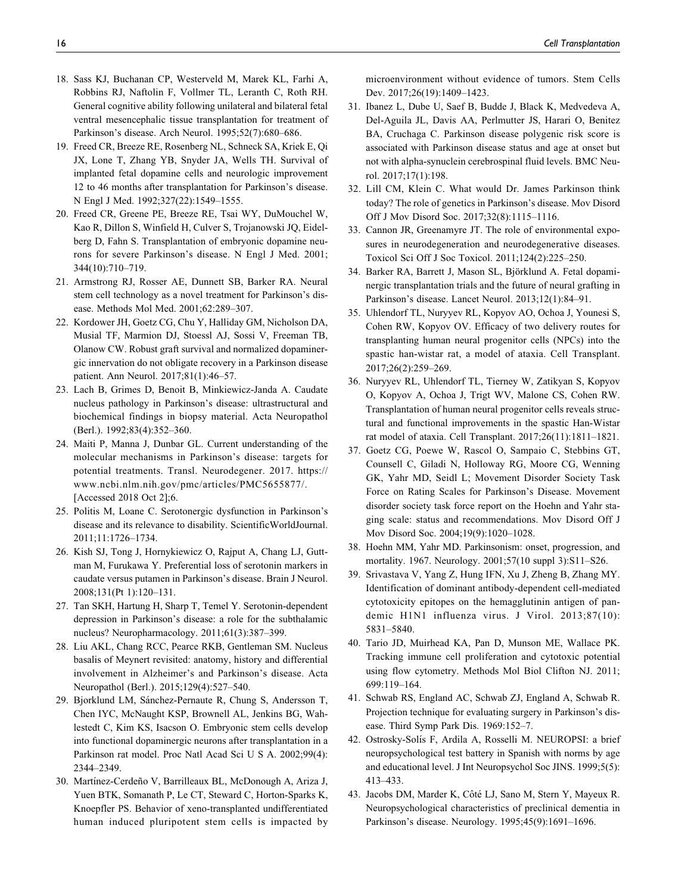18. Sass KJ, Buchanan CP, Westerveld M, Marek KL, Farhi A, Robbins RJ, Naftolin F, Vollmer TL, Leranth C, Roth RH. General cognitive ability following unilateral and bilateral fetal ventral mesencephalic tissue transplantation for treatment of Parkinson's disease. Arch Neurol. 1995;52(7):680–686.
19. Freed CR, Breeze RE, Rosenberg NL, Schneck SA, Kriek E, Qi JX, Lone T, Zhang YB, Snyder JA, Wells TH. Survival of implanted fetal dopamine cells and neurologic improvement 12 to 46 months after transplantation for Parkinson's disease. N Engl J Med. 1992;327(22):1549–1555.
20. Freed CR, Greene PE, Breeze RE, Tsai WY, DuMouchel W, Kao R, Dillon S, Winfield H, Culver S, Trojanowski JQ, Eidelberg D, Fahn S. Transplantation of embryonic dopamine neurons for severe Parkinson's disease. N Engl J Med. 2001; 344(10):710–719.
21. Armstrong RJ, Rosser AE, Dunnett SB, Barker RA. Neural stem cell technology as a novel treatment for Parkinson's disease. Methods Mol Med. 2001;62:289–307.
22. Kordower JH, Goetz CG, Chu Y, Halliday GM, Nicholson DA, Musial TF, Marmion DJ, Stoessl AJ, Sossi V, Freeman TB, Olanow CW. Robust graft survival and normalized dopaminergic innervation do not obligate recovery in a Parkinson disease patient. Ann Neurol. 2017;81(1):46–57.
23. Lach B, Grimes D, Benoit B, Minkiewicz-Janda A. Caudate nucleus pathology in Parkinson's disease: ultrastructural and biochemical findings in biopsy material. Acta Neuropathol (Berl.). 1992;83(4):352–360.
24. Maiti P, Manna J, Dunbar GL. Current understanding of the molecular mechanisms in Parkinson's disease: targets for potential treatments. Transl. Neurodegener. 2017. https://www.ncbi.nlm.nih.gov/pmc/articles/PMC5655877/. [Accessed 2018 Oct 2];6.
25. Politis M, Loane C. Serotonergic dysfunction in Parkinson's disease and its relevance to disability. ScientificWorldJournal. 2011;11:1726–1734.
26. Kish SJ, Tong J, Hornykiewicz O, Rajput A, Chang LJ, Guttman M, Furukawa Y. Preferential loss of serotonin markers in caudate versus putamen in Parkinson's disease. Brain J Neurol. 2008;131(Pt 1):120–131.
27. Tan SKH, Hartung H, Sharp T, Temel Y. Serotonin-dependent depression in Parkinson's disease: a role for the subthalamic nucleus? Neuropharmacology. 2011;61(3):387–399.
28. Liu AKL, Chang RCC, Pearce RKB, Gentleman SM. Nucleus basalis of Meynert revisited: anatomy, history and differential involvement in Alzheimer's and Parkinson's disease. Acta Neuropathol (Berl.). 2015;129(4):527–540.
29. Bjorklund LM, Sánchez-Pernaute R, Chung S, Andersson T, Chen IYC, McNaught KSP, Brownell AL, Jenkins BG, Wahlestedt C, Kim KS, Isacson O. Embryonic stem cells develop into functional dopaminergic neurons after transplantation in a Parkinson rat model. Proc Natl Acad Sci U S A. 2002;99(4): 2344–2349.
30. Martínez-Cerdeño V, Barrilleaux BL, McDonough A, Ariza J, Yuen BTK, Somanath P, Le CT, Steward C, Horton-Sparks K, Knoepfler PS. Behavior of xeno-transplanted undifferentiated human induced pluripotent stem cells is impacted by microenvironment without evidence of tumors. Stem Cells Dev. 2017;26(19):1409–1423.
31. Ibanez L, Dube U, Saef B, Budde J, Black K, Medvedeva A, Del-Aguila JL, Davis AA, Perlmutter JS, Harari O, Benitez BA, Cruchaga C. Parkinson disease polygenic risk score is associated with Parkinson disease status and age at onset but not with alpha-synuclein cerebrospinal fluid levels. BMC Neurol. 2017;17(1):198.
32. Lill CM, Klein C. What would Dr. James Parkinson think today? The role of genetics in Parkinson's disease. Mov Disord Off J Mov Disord Soc. 2017;32(8):1115–1116.
33. Cannon JR, Greenamyre JT. The role of environmental exposures in neurodegeneration and neurodegenerative diseases. Toxicol Sci Off J Soc Toxicol. 2011;124(2):225–250.
34. Barker RA, Barrett J, Mason SL, Björklund A. Fetal dopaminergic transplantation trials and the future of neural grafting in Parkinson's disease. Lancet Neurol. 2013;12(1):84–91.
35. Uhlendorf TL, Nuryyev RL, Kopyov AO, Ochoa J, Younesi S, Cohen RW, Kopyov OV. Efficacy of two delivery routes for transplanting human neural progenitor cells (NPCs) into the spastic han-wistar rat, a model of ataxia. Cell Transplant. 2017;26(2):259–269.
36. Nuryyev RL, Uhlendorf TL, Tierney W, Zatikyan S, Kopyov O, Kopyov A, Ochoa J, Trigt WV, Malone CS, Cohen RW. Transplantation of human neural progenitor cells reveals structural and functional improvements in the spastic Han-Wistar rat model of ataxia. Cell Transplant. 2017;26(11):1811–1821.
37. Goetz CG, Poewe W, Rascol O, Sampaio C, Stebbins GT, Counsell C, Giladi N, Holloway RG, Moore CG, Wenning GK, Yahr MD, Seidl L; Movement Disorder Society Task Force on Rating Scales for Parkinson's Disease. Movement disorder society task force report on the Hoehn and Yahr staging scale: status and recommendations. Mov Disord Off J Mov Disord Soc. 2004;19(9):1020–1028.
38. Hoehn MM, Yahr MD. Parkinsonism: onset, progression, and mortality. 1967. Neurology. 2001;57(10 suppl 3):S11–S26.
39. Srivastava V, Yang Z, Hung IFN, Xu J, Zheng B, Zhang MY. Identification of dominant antibody-dependent cell-mediated cytotoxicity epitopes on the hemagglutinin antigen of pandemic H1N1 influenza virus. J Virol. 2013;87(10): 5831–5840.
40. Tario JD, Muirhead KA, Pan D, Munson ME, Wallace PK. Tracking immune cell proliferation and cytotoxic potential using flow cytometry. Methods Mol Biol Clifton NJ. 2011; 699:119–164.
41. Schwab RS, England AC, Schwab ZJ, England A, Schwab R. Projection technique for evaluating surgery in Parkinson's disease. Third Symp Park Dis. 1969:152–7.
42. Ostrosky-Solís F, Ardila A, Rosselli M. NEUROPSI: a brief neuropsychological test battery in Spanish with norms by age and educational level. J Int Neuropsychol Soc JINS. 1999;5(5): 413–433.
43. Jacobs DM, Marder K, Côté LJ, Sano M, Stern Y, Mayeux R. Neuropsychological characteristics of preclinical dementia in Parkinson's disease. Neurology. 1995;45(9):1691–1696.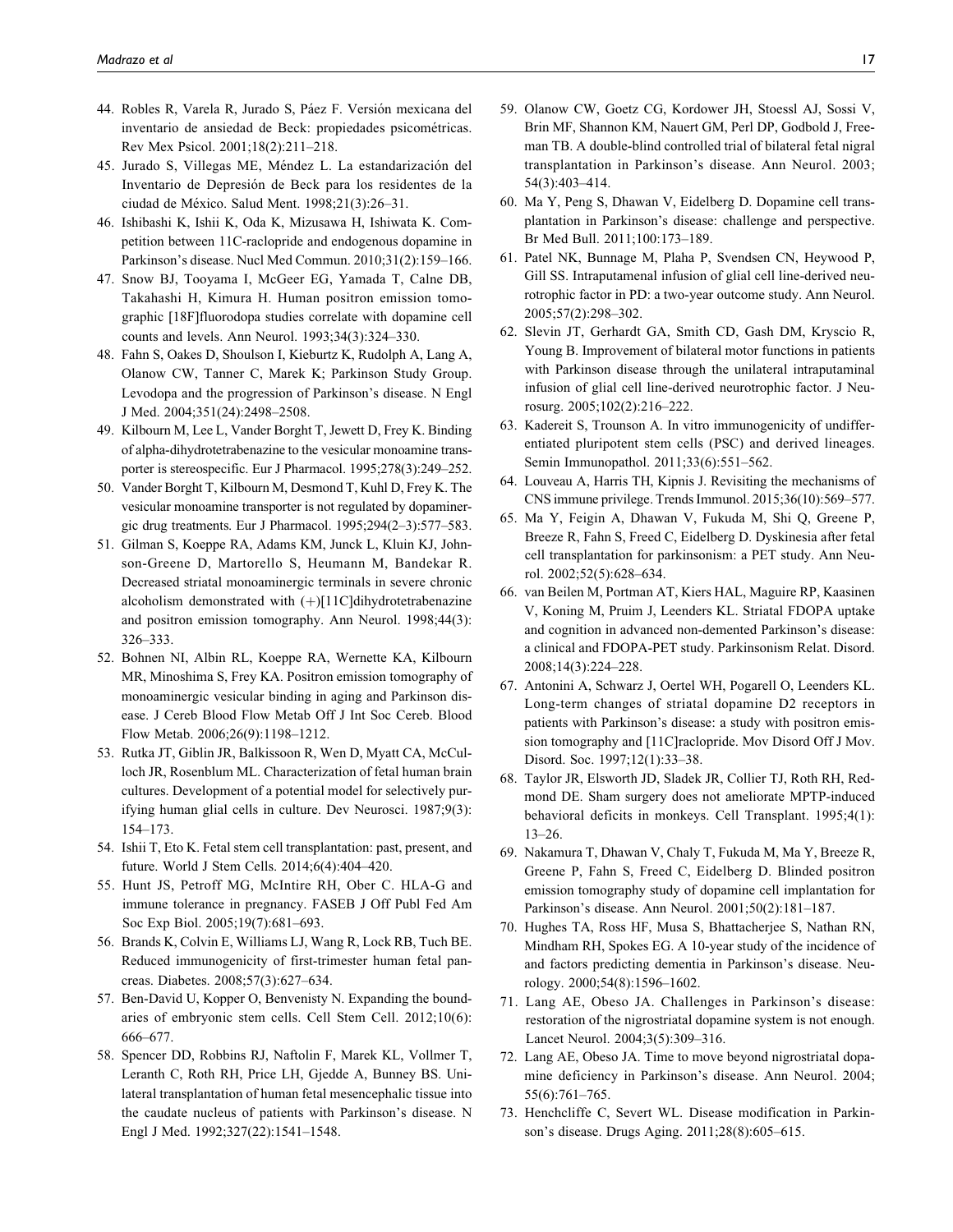44. Robles R, Varela R, Jurado S, Páez F. Versión mexicana del inventario de ansiedad de Beck: propiedades psicométricas. Rev Mex Psicol. 2001;18(2):211–218.
45. Jurado S, Villegas ME, Méndez L. La estandarización del Inventario de Depresión de Beck para los residentes de la ciudad de México. Salud Ment. 1998;21(3):26–31.
46. Ishibashi K, Ishii K, Oda K, Mizusawa H, Ishiwata K. Competition between 11C-raclopride and endogenous dopamine in Parkinson's disease. Nucl Med Commun. 2010;31(2):159–166.
47. Snow BJ, Tooyama I, McGeer EG, Yamada T, Calne DB, Takahashi H, Kimura H. Human positron emission tomographic [18F]fluorodopa studies correlate with dopamine cell counts and levels. Ann Neurol. 1993;34(3):324–330.
48. Fahn S, Oakes D, Shoulson I, Kieburtz K, Rudolph A, Lang A, Olanow CW, Tanner C, Marek K; Parkinson Study Group. Levodopa and the progression of Parkinson's disease. N Engl J Med. 2004;351(24):2498–2508.
49. Kilbourn M, Lee L, Vander Borght T, Jewett D, Frey K. Binding of alpha-dihydrotetrabenazine to the vesicular monoamine transporter is stereospecific. Eur J Pharmacol. 1995;278(3):249–252.
50. Vander Borght T, Kilbourn M, Desmond T, Kuhl D, Frey K. The vesicular monoamine transporter is not regulated by dopaminergic drug treatments. Eur J Pharmacol. 1995;294(2–3):577–583.
51. Gilman S, Koeppe RA, Adams KM, Junck L, Kluin KJ, Johnson-Greene D, Martorello S, Heumann M, Bandekar R. Decreased striatal monoaminergic terminals in severe chronic alcoholism demonstrated with (+)[11C]dihydrotetrabenazine and positron emission tomography. Ann Neurol. 1998;44(3): 326–333.
52. Bohnen NI, Albin RL, Koeppe RA, Wernette KA, Kilbourn MR, Minoshima S, Frey KA. Positron emission tomography of monoaminergic vesicular binding in aging and Parkinson disease. J Cereb Blood Flow Metab Off J Int Soc Cereb. Blood Flow Metab. 2006;26(9):1198–1212.
53. Rutka JT, Giblin JR, Balkissoon R, Wen D, Myatt CA, McCulloch JR, Rosenblum ML. Characterization of fetal human brain cultures. Development of a potential model for selectively purifying human glial cells in culture. Dev Neurosci. 1987;9(3): 154–173.
54. Ishii T, Eto K. Fetal stem cell transplantation: past, present, and future. World J Stem Cells. 2014;6(4):404–420.
55. Hunt JS, Petroff MG, McIntire RH, Ober C. HLA-G and immune tolerance in pregnancy. FASEB J Off Publ Fed Am Soc Exp Biol. 2005;19(7):681–693.
56. Brands K, Colvin E, Williams LJ, Wang R, Lock RB, Tuch BE. Reduced immunogenicity of first-trimester human fetal pancreas. Diabetes. 2008;57(3):627–634.
57. Ben-David U, Kopper O, Benvenisty N. Expanding the boundaries of embryonic stem cells. Cell Stem Cell. 2012;10(6): 666–677.
58. Spencer DD, Robbins RJ, Naftolin F, Marek KL, Vollmer T, Leranth C, Roth RH, Price LH, Gjedde A, Bunney BS. Unilateral transplantation of human fetal mesencephalic tissue into the caudate nucleus of patients with Parkinson's disease. N Engl J Med. 1992;327(22):1541–1548.
59. Olanow CW, Goetz CG, Kordower JH, Stoessl AJ, Sossi V, Brin MF, Shannon KM, Nauert GM, Perl DP, Godbold J, Freeman TB. A double-blind controlled trial of bilateral fetal nigral transplantation in Parkinson's disease. Ann Neurol. 2003; 54(3):403–414.
60. Ma Y, Peng S, Dhawan V, Eidelberg D. Dopamine cell transplantation in Parkinson's disease: challenge and perspective. Br Med Bull. 2011;100:173–189.
61. Patel NK, Bunnage M, Plaha P, Svendsen CN, Heywood P, Gill SS. Intraputamenal infusion of glial cell line-derived neurotrophic factor in PD: a two-year outcome study. Ann Neurol. 2005;57(2):298–302.
62. Slevin JT, Gerhardt GA, Smith CD, Gash DM, Kryscio R, Young B. Improvement of bilateral motor functions in patients with Parkinson disease through the unilateral intraputaminal infusion of glial cell line-derived neurotrophic factor. J Neurosurg. 2005;102(2):216–222.
63. Kadereit S, Trounson A. In vitro immunogenicity of undifferentiated pluripotent stem cells (PSC) and derived lineages. Semin Immunopathol. 2011;33(6):551–562.
64. Louveau A, Harris TH, Kipnis J. Revisiting the mechanisms of CNS immune privilege. Trends Immunol. 2015;36(10):569–577.
65. Ma Y, Feigin A, Dhawan V, Fukuda M, Shi Q, Greene P, Breeze R, Fahn S, Freed C, Eidelberg D. Dyskinesia after fetal cell transplantation for parkinsonism: a PET study. Ann Neurol. 2002;52(5):628–634.
66. van Beilen M, Portman AT, Kiers HAL, Maguire RP, Kaasinen V, Koning M, Pruim J, Leenders KL. Striatal FDOPA uptake and cognition in advanced non-demented Parkinson's disease: a clinical and FDOPA-PET study. Parkinsonism Relat. Disord. 2008;14(3):224–228.
67. Antonini A, Schwarz J, Oertel WH, Pogarell O, Leenders KL. Long-term changes of striatal dopamine D2 receptors in patients with Parkinson's disease: a study with positron emission tomography and [11C]raclopride. Mov Disord Off J Mov. Disord. Soc. 1997;12(1):33–38.
68. Taylor JR, Elsworth JD, Sladek JR, Collier TJ, Roth RH, Redmond DE. Sham surgery does not ameliorate MPTP-induced behavioral deficits in monkeys. Cell Transplant. 1995;4(1): 13–26.
69. Nakamura T, Dhawan V, Chaly T, Fukuda M, Ma Y, Breeze R, Greene P, Fahn S, Freed C, Eidelberg D. Blinded positron emission tomography study of dopamine cell implantation for Parkinson's disease. Ann Neurol. 2001;50(2):181–187.
70. Hughes TA, Ross HF, Musa S, Bhattacherjee S, Nathan RN, Mindham RH, Spokes EG. A 10-year study of the incidence of and factors predicting dementia in Parkinson's disease. Neurology. 2000;54(8):1596–1602.
71. Lang AE, Obeso JA. Challenges in Parkinson's disease: restoration of the nigrostriatal dopamine system is not enough. Lancet Neurol. 2004;3(5):309–316.
72. Lang AE, Obeso JA. Time to move beyond nigrostriatal dopamine deficiency in Parkinson's disease. Ann Neurol. 2004; 55(6):761–765.
73. Henchcliffe C, Severt WL. Disease modification in Parkinson's disease. Drugs Aging. 2011;28(8):605–615.